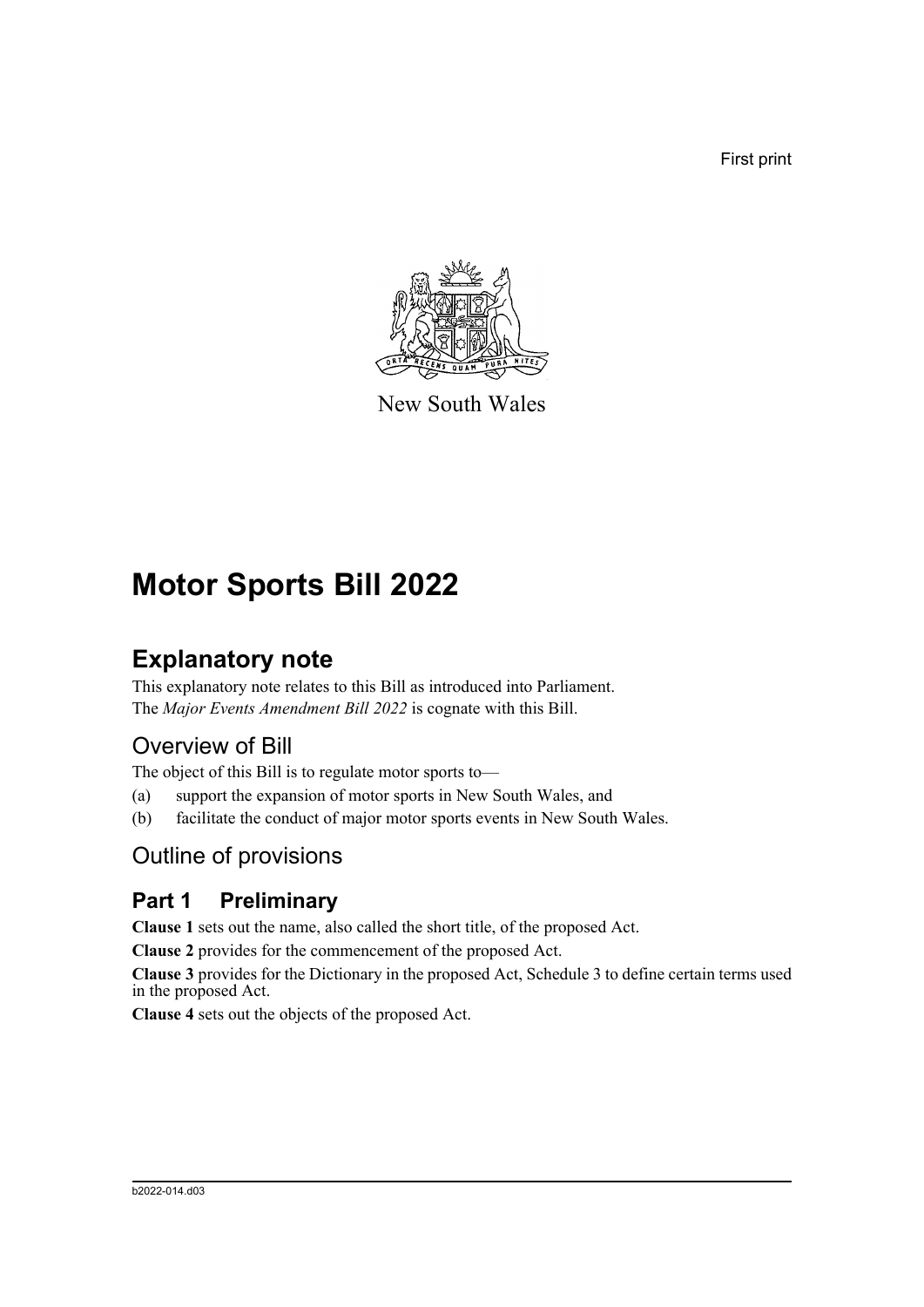First print

New South Wales

# Motor Sports Bill 2022

## Explanatory note

This explanatory note relates to this Bill as introduced into Parliament.
The *Major Events Amendment Bill 2022* is cognate with this Bill.

### Overview of Bill

The object of this Bill is to regulate motor sports to—

(a) support the expansion of motor sports in New South Wales, and

(b) facilitate the conduct of major motor sports events in New South Wales.

### Outline of provisions

## Part 1 Preliminary

**Clause 1** sets out the name, also called the short title, of the proposed Act.

**Clause 2** provides for the commencement of the proposed Act.

**Clause 3** provides for the Dictionary in the proposed Act, Schedule 3 to define certain terms used in the proposed Act.

**Clause 4** sets out the objects of the proposed Act.

b2022-014.d03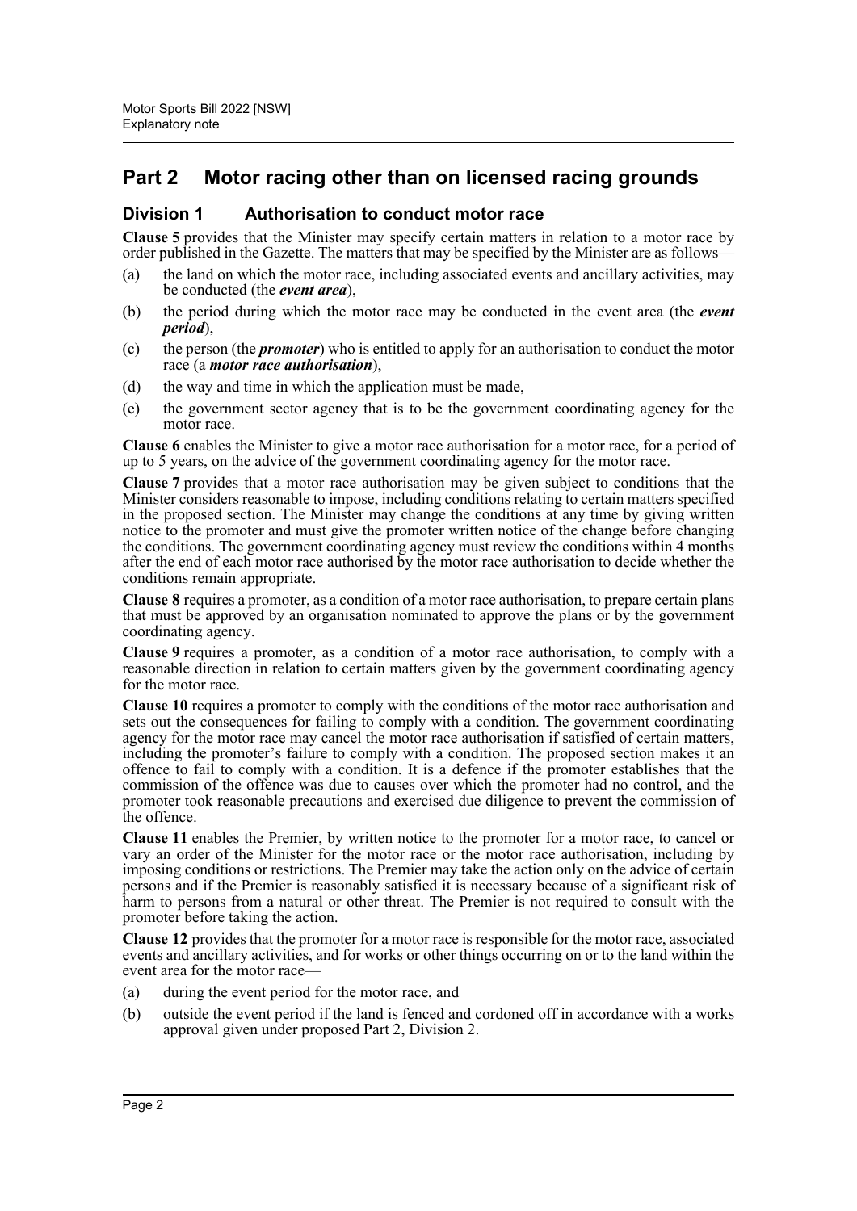## Part 2 Motor racing other than on licensed racing grounds

### Division 1 Authorisation to conduct motor race

**Clause 5** provides that the Minister may specify certain matters in relation to a motor race by order published in the Gazette. The matters that may be specified by the Minister are as follows—

(a) the land on which the motor race, including associated events and ancillary activities, may be conducted (the ***event area***),

(b) the period during which the motor race may be conducted in the event area (the ***event period***),

(c) the person (the ***promoter***) who is entitled to apply for an authorisation to conduct the motor race (a ***motor race authorisation***),

(d) the way and time in which the application must be made,

(e) the government sector agency that is to be the government coordinating agency for the motor race.

**Clause 6** enables the Minister to give a motor race authorisation for a motor race, for a period of up to 5 years, on the advice of the government coordinating agency for the motor race.

**Clause 7** provides that a motor race authorisation may be given subject to conditions that the Minister considers reasonable to impose, including conditions relating to certain matters specified in the proposed section. The Minister may change the conditions at any time by giving written notice to the promoter and must give the promoter written notice of the change before changing the conditions. The government coordinating agency must review the conditions within 4 months after the end of each motor race authorised by the motor race authorisation to decide whether the conditions remain appropriate.

**Clause 8** requires a promoter, as a condition of a motor race authorisation, to prepare certain plans that must be approved by an organisation nominated to approve the plans or by the government coordinating agency.

**Clause 9** requires a promoter, as a condition of a motor race authorisation, to comply with a reasonable direction in relation to certain matters given by the government coordinating agency for the motor race.

**Clause 10** requires a promoter to comply with the conditions of the motor race authorisation and sets out the consequences for failing to comply with a condition. The government coordinating agency for the motor race may cancel the motor race authorisation if satisfied of certain matters, including the promoter's failure to comply with a condition. The proposed section makes it an offence to fail to comply with a condition. It is a defence if the promoter establishes that the commission of the offence was due to causes over which the promoter had no control, and the promoter took reasonable precautions and exercised due diligence to prevent the commission of the offence.

**Clause 11** enables the Premier, by written notice to the promoter for a motor race, to cancel or vary an order of the Minister for the motor race or the motor race authorisation, including by imposing conditions or restrictions. The Premier may take the action only on the advice of certain persons and if the Premier is reasonably satisfied it is necessary because of a significant risk of harm to persons from a natural or other threat. The Premier is not required to consult with the promoter before taking the action.

**Clause 12** provides that the promoter for a motor race is responsible for the motor race, associated events and ancillary activities, and for works or other things occurring on or to the land within the event area for the motor race—

(a) during the event period for the motor race, and

(b) outside the event period if the land is fenced and cordoned off in accordance with a works approval given under proposed Part 2, Division 2.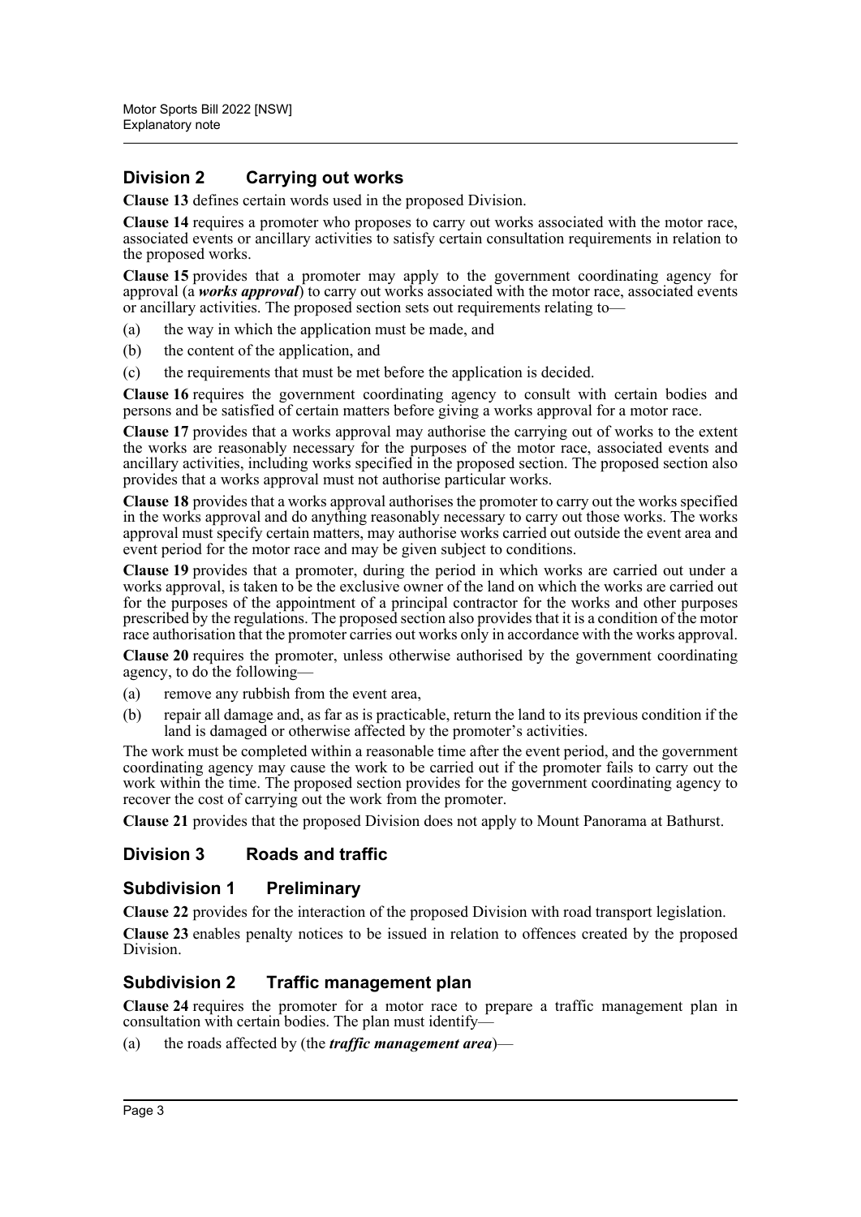## Division 2 Carrying out works

**Clause 13** defines certain words used in the proposed Division.

**Clause 14** requires a promoter who proposes to carry out works associated with the motor race, associated events or ancillary activities to satisfy certain consultation requirements in relation to the proposed works.

**Clause 15** provides that a promoter may apply to the government coordinating agency for approval (a ***works approval***) to carry out works associated with the motor race, associated events or ancillary activities. The proposed section sets out requirements relating to—

(a) the way in which the application must be made, and

(b) the content of the application, and

(c) the requirements that must be met before the application is decided.

**Clause 16** requires the government coordinating agency to consult with certain bodies and persons and be satisfied of certain matters before giving a works approval for a motor race.

**Clause 17** provides that a works approval may authorise the carrying out of works to the extent the works are reasonably necessary for the purposes of the motor race, associated events and ancillary activities, including works specified in the proposed section. The proposed section also provides that a works approval must not authorise particular works.

**Clause 18** provides that a works approval authorises the promoter to carry out the works specified in the works approval and do anything reasonably necessary to carry out those works. The works approval must specify certain matters, may authorise works carried out outside the event area and event period for the motor race and may be given subject to conditions.

**Clause 19** provides that a promoter, during the period in which works are carried out under a works approval, is taken to be the exclusive owner of the land on which the works are carried out for the purposes of the appointment of a principal contractor for the works and other purposes prescribed by the regulations. The proposed section also provides that it is a condition of the motor race authorisation that the promoter carries out works only in accordance with the works approval.

**Clause 20** requires the promoter, unless otherwise authorised by the government coordinating agency, to do the following—

(a) remove any rubbish from the event area,

(b) repair all damage and, as far as is practicable, return the land to its previous condition if the land is damaged or otherwise affected by the promoter's activities.

The work must be completed within a reasonable time after the event period, and the government coordinating agency may cause the work to be carried out if the promoter fails to carry out the work within the time. The proposed section provides for the government coordinating agency to recover the cost of carrying out the work from the promoter.

**Clause 21** provides that the proposed Division does not apply to Mount Panorama at Bathurst.

## Division 3 Roads and traffic

### Subdivision 1 Preliminary

**Clause 22** provides for the interaction of the proposed Division with road transport legislation.

**Clause 23** enables penalty notices to be issued in relation to offences created by the proposed Division.

### Subdivision 2 Traffic management plan

**Clause 24** requires the promoter for a motor race to prepare a traffic management plan in consultation with certain bodies. The plan must identify—

(a) the roads affected by (the ***traffic management area***)—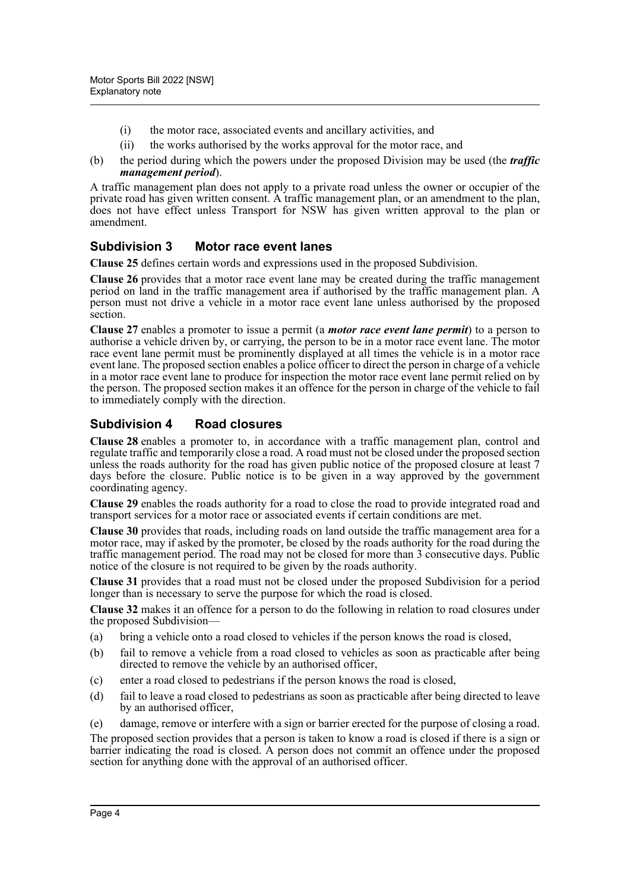(i) the motor race, associated events and ancillary activities, and

(ii) the works authorised by the works approval for the motor race, and

(b) the period during which the powers under the proposed Division may be used (the ***traffic management period***).

A traffic management plan does not apply to a private road unless the owner or occupier of the private road has given written consent. A traffic management plan, or an amendment to the plan, does not have effect unless Transport for NSW has given written approval to the plan or amendment.

## Subdivision 3 Motor race event lanes

**Clause 25** defines certain words and expressions used in the proposed Subdivision.

**Clause 26** provides that a motor race event lane may be created during the traffic management period on land in the traffic management area if authorised by the traffic management plan. A person must not drive a vehicle in a motor race event lane unless authorised by the proposed section.

**Clause 27** enables a promoter to issue a permit (a ***motor race event lane permit***) to a person to authorise a vehicle driven by, or carrying, the person to be in a motor race event lane. The motor race event lane permit must be prominently displayed at all times the vehicle is in a motor race event lane. The proposed section enables a police officer to direct the person in charge of a vehicle in a motor race event lane to produce for inspection the motor race event lane permit relied on by the person. The proposed section makes it an offence for the person in charge of the vehicle to fail to immediately comply with the direction.

## Subdivision 4 Road closures

**Clause 28** enables a promoter to, in accordance with a traffic management plan, control and regulate traffic and temporarily close a road. A road must not be closed under the proposed section unless the roads authority for the road has given public notice of the proposed closure at least 7 days before the closure. Public notice is to be given in a way approved by the government coordinating agency.

**Clause 29** enables the roads authority for a road to close the road to provide integrated road and transport services for a motor race or associated events if certain conditions are met.

**Clause 30** provides that roads, including roads on land outside the traffic management area for a motor race, may if asked by the promoter, be closed by the roads authority for the road during the traffic management period. The road may not be closed for more than 3 consecutive days. Public notice of the closure is not required to be given by the roads authority.

**Clause 31** provides that a road must not be closed under the proposed Subdivision for a period longer than is necessary to serve the purpose for which the road is closed.

**Clause 32** makes it an offence for a person to do the following in relation to road closures under the proposed Subdivision—

(a) bring a vehicle onto a road closed to vehicles if the person knows the road is closed,

(b) fail to remove a vehicle from a road closed to vehicles as soon as practicable after being directed to remove the vehicle by an authorised officer,

(c) enter a road closed to pedestrians if the person knows the road is closed,

(d) fail to leave a road closed to pedestrians as soon as practicable after being directed to leave by an authorised officer,

(e) damage, remove or interfere with a sign or barrier erected for the purpose of closing a road.

The proposed section provides that a person is taken to know a road is closed if there is a sign or barrier indicating the road is closed. A person does not commit an offence under the proposed section for anything done with the approval of an authorised officer.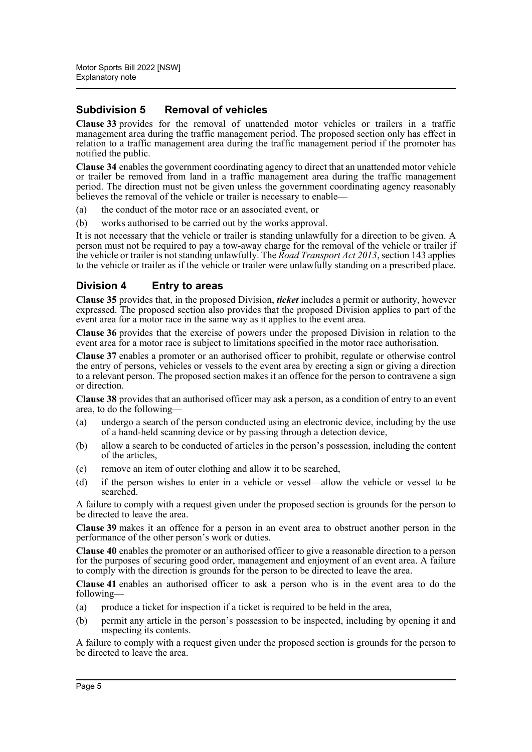### Subdivision 5 Removal of vehicles

**Clause 33** provides for the removal of unattended motor vehicles or trailers in a traffic management area during the traffic management period. The proposed section only has effect in relation to a traffic management area during the traffic management period if the promoter has notified the public.

**Clause 34** enables the government coordinating agency to direct that an unattended motor vehicle or trailer be removed from land in a traffic management area during the traffic management period. The direction must not be given unless the government coordinating agency reasonably believes the removal of the vehicle or trailer is necessary to enable—

(a) the conduct of the motor race or an associated event, or

(b) works authorised to be carried out by the works approval.

It is not necessary that the vehicle or trailer is standing unlawfully for a direction to be given. A person must not be required to pay a tow-away charge for the removal of the vehicle or trailer if the vehicle or trailer is not standing unlawfully. The *Road Transport Act 2013*, section 143 applies to the vehicle or trailer as if the vehicle or trailer were unlawfully standing on a prescribed place.

## Division 4 Entry to areas

**Clause 35** provides that, in the proposed Division, ***ticket*** includes a permit or authority, however expressed. The proposed section also provides that the proposed Division applies to part of the event area for a motor race in the same way as it applies to the event area.

**Clause 36** provides that the exercise of powers under the proposed Division in relation to the event area for a motor race is subject to limitations specified in the motor race authorisation.

**Clause 37** enables a promoter or an authorised officer to prohibit, regulate or otherwise control the entry of persons, vehicles or vessels to the event area by erecting a sign or giving a direction to a relevant person. The proposed section makes it an offence for the person to contravene a sign or direction.

**Clause 38** provides that an authorised officer may ask a person, as a condition of entry to an event area, to do the following—

(a) undergo a search of the person conducted using an electronic device, including by the use of a hand-held scanning device or by passing through a detection device,

(b) allow a search to be conducted of articles in the person's possession, including the content of the articles,

(c) remove an item of outer clothing and allow it to be searched,

(d) if the person wishes to enter in a vehicle or vessel—allow the vehicle or vessel to be searched.

A failure to comply with a request given under the proposed section is grounds for the person to be directed to leave the area.

**Clause 39** makes it an offence for a person in an event area to obstruct another person in the performance of the other person's work or duties.

**Clause 40** enables the promoter or an authorised officer to give a reasonable direction to a person for the purposes of securing good order, management and enjoyment of an event area. A failure to comply with the direction is grounds for the person to be directed to leave the area.

**Clause 41** enables an authorised officer to ask a person who is in the event area to do the following—

(a) produce a ticket for inspection if a ticket is required to be held in the area,

(b) permit any article in the person's possession to be inspected, including by opening it and inspecting its contents.

A failure to comply with a request given under the proposed section is grounds for the person to be directed to leave the area.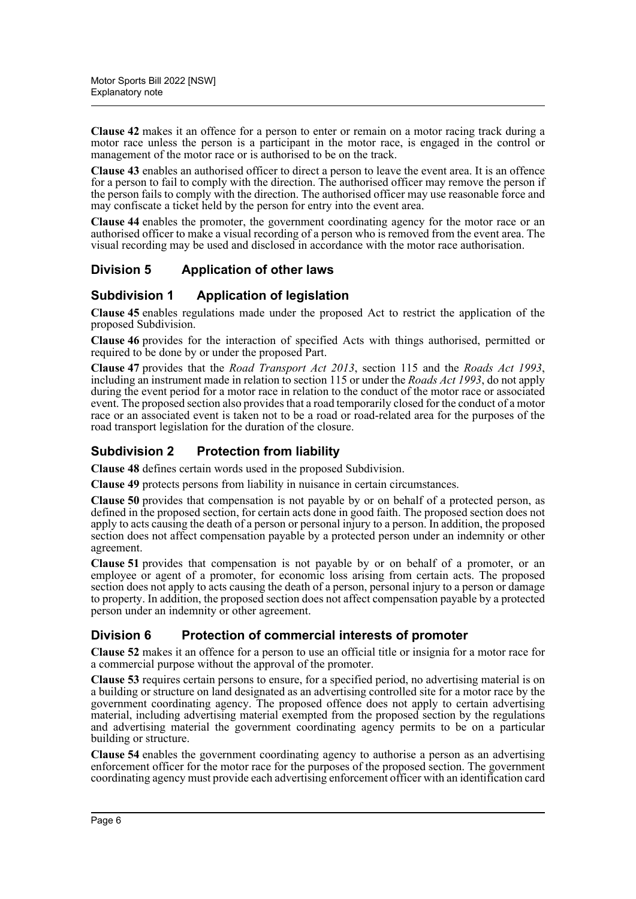**Clause 42** makes it an offence for a person to enter or remain on a motor racing track during a motor race unless the person is a participant in the motor race, is engaged in the control or management of the motor race or is authorised to be on the track.

**Clause 43** enables an authorised officer to direct a person to leave the event area. It is an offence for a person to fail to comply with the direction. The authorised officer may remove the person if the person fails to comply with the direction. The authorised officer may use reasonable force and may confiscate a ticket held by the person for entry into the event area.

**Clause 44** enables the promoter, the government coordinating agency for the motor race or an authorised officer to make a visual recording of a person who is removed from the event area. The visual recording may be used and disclosed in accordance with the motor race authorisation.

## Division 5 Application of other laws

### Subdivision 1 Application of legislation

**Clause 45** enables regulations made under the proposed Act to restrict the application of the proposed Subdivision.

**Clause 46** provides for the interaction of specified Acts with things authorised, permitted or required to be done by or under the proposed Part.

**Clause 47** provides that the *Road Transport Act 2013*, section 115 and the *Roads Act 1993*, including an instrument made in relation to section 115 or under the *Roads Act 1993*, do not apply during the event period for a motor race in relation to the conduct of the motor race or associated event. The proposed section also provides that a road temporarily closed for the conduct of a motor race or an associated event is taken not to be a road or road-related area for the purposes of the road transport legislation for the duration of the closure.

### Subdivision 2 Protection from liability

**Clause 48** defines certain words used in the proposed Subdivision.

**Clause 49** protects persons from liability in nuisance in certain circumstances.

**Clause 50** provides that compensation is not payable by or on behalf of a protected person, as defined in the proposed section, for certain acts done in good faith. The proposed section does not apply to acts causing the death of a person or personal injury to a person. In addition, the proposed section does not affect compensation payable by a protected person under an indemnity or other agreement.

**Clause 51** provides that compensation is not payable by or on behalf of a promoter, or an employee or agent of a promoter, for economic loss arising from certain acts. The proposed section does not apply to acts causing the death of a person, personal injury to a person or damage to property. In addition, the proposed section does not affect compensation payable by a protected person under an indemnity or other agreement.

## Division 6 Protection of commercial interests of promoter

**Clause 52** makes it an offence for a person to use an official title or insignia for a motor race for a commercial purpose without the approval of the promoter.

**Clause 53** requires certain persons to ensure, for a specified period, no advertising material is on a building or structure on land designated as an advertising controlled site for a motor race by the government coordinating agency. The proposed offence does not apply to certain advertising material, including advertising material exempted from the proposed section by the regulations and advertising material the government coordinating agency permits to be on a particular building or structure.

**Clause 54** enables the government coordinating agency to authorise a person as an advertising enforcement officer for the motor race for the purposes of the proposed section. The government coordinating agency must provide each advertising enforcement officer with an identification card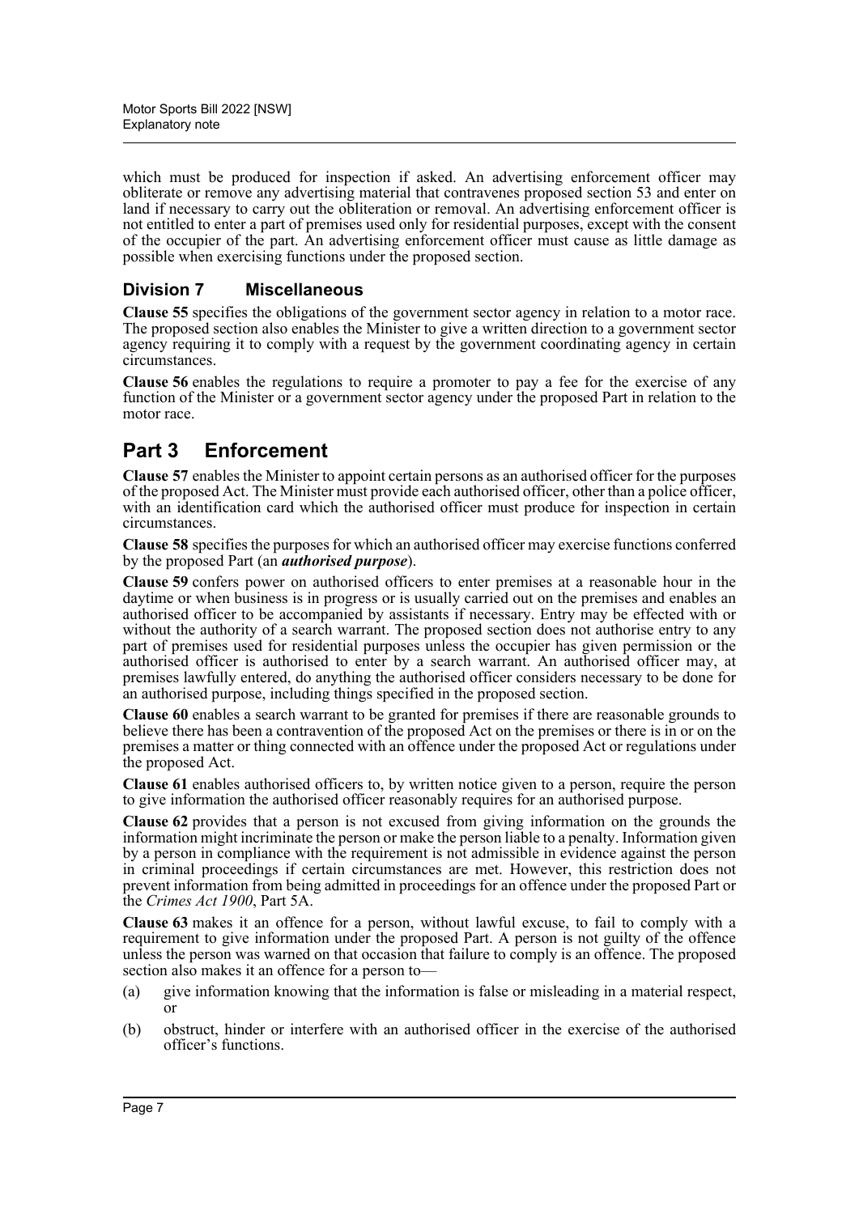which must be produced for inspection if asked. An advertising enforcement officer may obliterate or remove any advertising material that contravenes proposed section 53 and enter on land if necessary to carry out the obliteration or removal. An advertising enforcement officer is not entitled to enter a part of premises used only for residential purposes, except with the consent of the occupier of the part. An advertising enforcement officer must cause as little damage as possible when exercising functions under the proposed section.

### Division 7 Miscellaneous

**Clause 55** specifies the obligations of the government sector agency in relation to a motor race. The proposed section also enables the Minister to give a written direction to a government sector agency requiring it to comply with a request by the government coordinating agency in certain circumstances.

**Clause 56** enables the regulations to require a promoter to pay a fee for the exercise of any function of the Minister or a government sector agency under the proposed Part in relation to the motor race.

## Part 3 Enforcement

**Clause 57** enables the Minister to appoint certain persons as an authorised officer for the purposes of the proposed Act. The Minister must provide each authorised officer, other than a police officer, with an identification card which the authorised officer must produce for inspection in certain circumstances.

**Clause 58** specifies the purposes for which an authorised officer may exercise functions conferred by the proposed Part (an ***authorised purpose***).

**Clause 59** confers power on authorised officers to enter premises at a reasonable hour in the daytime or when business is in progress or is usually carried out on the premises and enables an authorised officer to be accompanied by assistants if necessary. Entry may be effected with or without the authority of a search warrant. The proposed section does not authorise entry to any part of premises used for residential purposes unless the occupier has given permission or the authorised officer is authorised to enter by a search warrant. An authorised officer may, at premises lawfully entered, do anything the authorised officer considers necessary to be done for an authorised purpose, including things specified in the proposed section.

**Clause 60** enables a search warrant to be granted for premises if there are reasonable grounds to believe there has been a contravention of the proposed Act on the premises or there is in or on the premises a matter or thing connected with an offence under the proposed Act or regulations under the proposed Act.

**Clause 61** enables authorised officers to, by written notice given to a person, require the person to give information the authorised officer reasonably requires for an authorised purpose.

**Clause 62** provides that a person is not excused from giving information on the grounds the information might incriminate the person or make the person liable to a penalty. Information given by a person in compliance with the requirement is not admissible in evidence against the person in criminal proceedings if certain circumstances are met. However, this restriction does not prevent information from being admitted in proceedings for an offence under the proposed Part or the *Crimes Act 1900*, Part 5A.

**Clause 63** makes it an offence for a person, without lawful excuse, to fail to comply with a requirement to give information under the proposed Part. A person is not guilty of the offence unless the person was warned on that occasion that failure to comply is an offence. The proposed section also makes it an offence for a person to—

(a) give information knowing that the information is false or misleading in a material respect, or

(b) obstruct, hinder or interfere with an authorised officer in the exercise of the authorised officer's functions.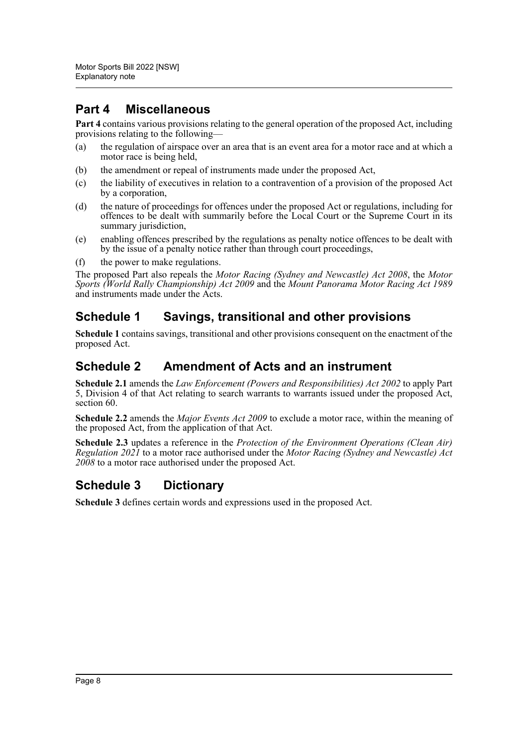## Part 4 Miscellaneous

**Part 4** contains various provisions relating to the general operation of the proposed Act, including provisions relating to the following—

(a) the regulation of airspace over an area that is an event area for a motor race and at which a motor race is being held,

(b) the amendment or repeal of instruments made under the proposed Act,

(c) the liability of executives in relation to a contravention of a provision of the proposed Act by a corporation,

(d) the nature of proceedings for offences under the proposed Act or regulations, including for offences to be dealt with summarily before the Local Court or the Supreme Court in its summary jurisdiction,

(e) enabling offences prescribed by the regulations as penalty notice offences to be dealt with by the issue of a penalty notice rather than through court proceedings,

(f) the power to make regulations.

The proposed Part also repeals the *Motor Racing (Sydney and Newcastle) Act 2008*, the *Motor Sports (World Rally Championship) Act 2009* and the *Mount Panorama Motor Racing Act 1989* and instruments made under the Acts.

## Schedule 1 Savings, transitional and other provisions

**Schedule 1** contains savings, transitional and other provisions consequent on the enactment of the proposed Act.

## Schedule 2 Amendment of Acts and an instrument

**Schedule 2.1** amends the *Law Enforcement (Powers and Responsibilities) Act 2002* to apply Part 5, Division 4 of that Act relating to search warrants to warrants issued under the proposed Act, section 60.

**Schedule 2.2** amends the *Major Events Act 2009* to exclude a motor race, within the meaning of the proposed Act, from the application of that Act.

**Schedule 2.3** updates a reference in the *Protection of the Environment Operations (Clean Air) Regulation 2021* to a motor race authorised under the *Motor Racing (Sydney and Newcastle) Act 2008* to a motor race authorised under the proposed Act.

## Schedule 3 Dictionary

**Schedule 3** defines certain words and expressions used in the proposed Act.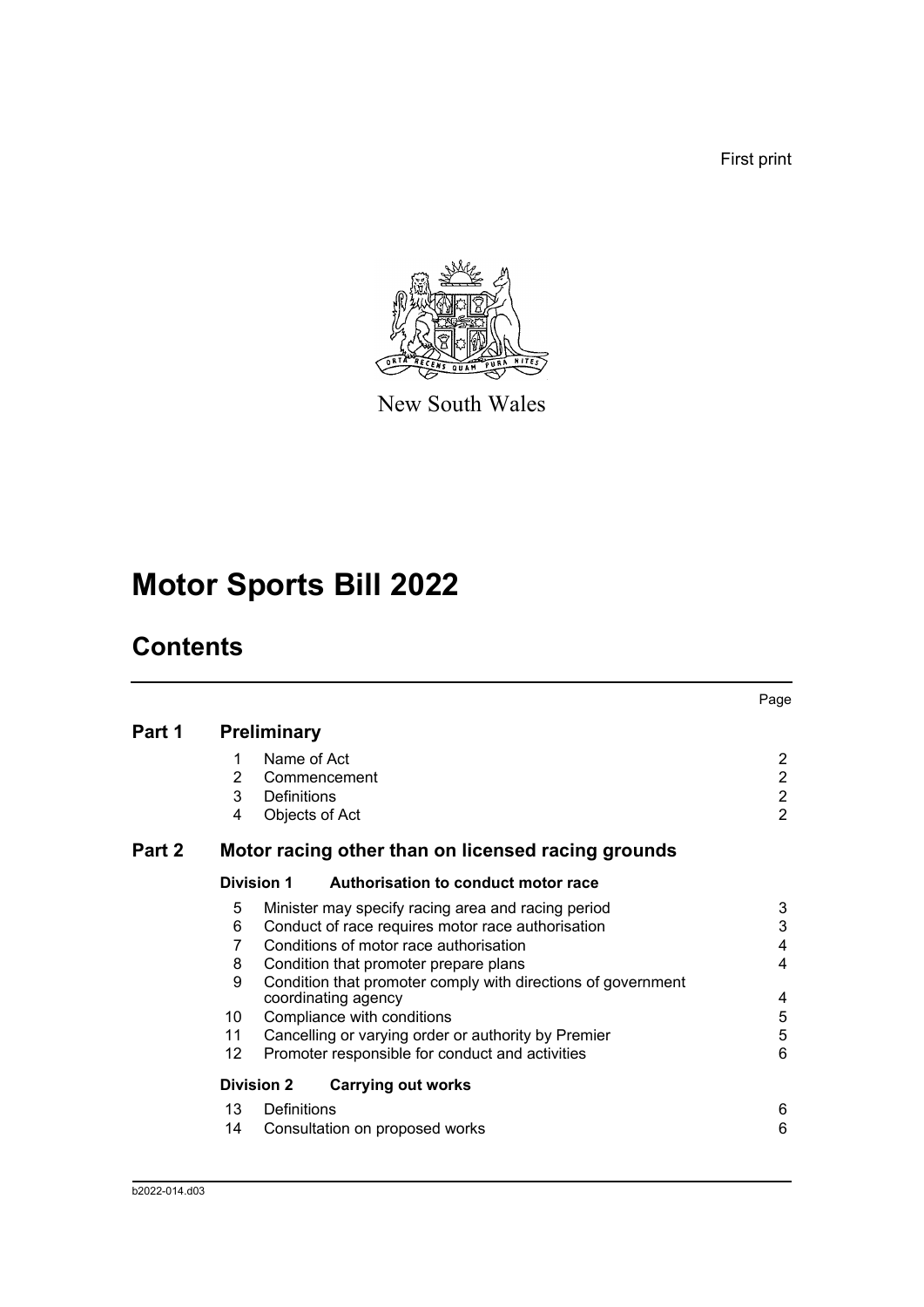First print

New South Wales

# Motor Sports Bill 2022

## Contents

| | | | Page |
|---|---|---|---|
| **Part 1** | **Preliminary** | | |
| | 1 | Name of Act | 2 |
| | 2 | Commencement | 2 |
| | 3 | Definitions | 2 |
| | 4 | Objects of Act | 2 |
| **Part 2** | **Motor racing other than on licensed racing grounds** | | |
| | **Division 1** | **Authorisation to conduct motor race** | |
| | 5 | Minister may specify racing area and racing period | 3 |
| | 6 | Conduct of race requires motor race authorisation | 3 |
| | 7 | Conditions of motor race authorisation | 4 |
| | 8 | Condition that promoter prepare plans | 4 |
| | 9 | Condition that promoter comply with directions of government coordinating agency | 4 |
| | 10 | Compliance with conditions | 5 |
| | 11 | Cancelling or varying order or authority by Premier | 5 |
| | 12 | Promoter responsible for conduct and activities | 6 |
| | **Division 2** | **Carrying out works** | |
| | 13 | Definitions | 6 |
| | 14 | Consultation on proposed works | 6 |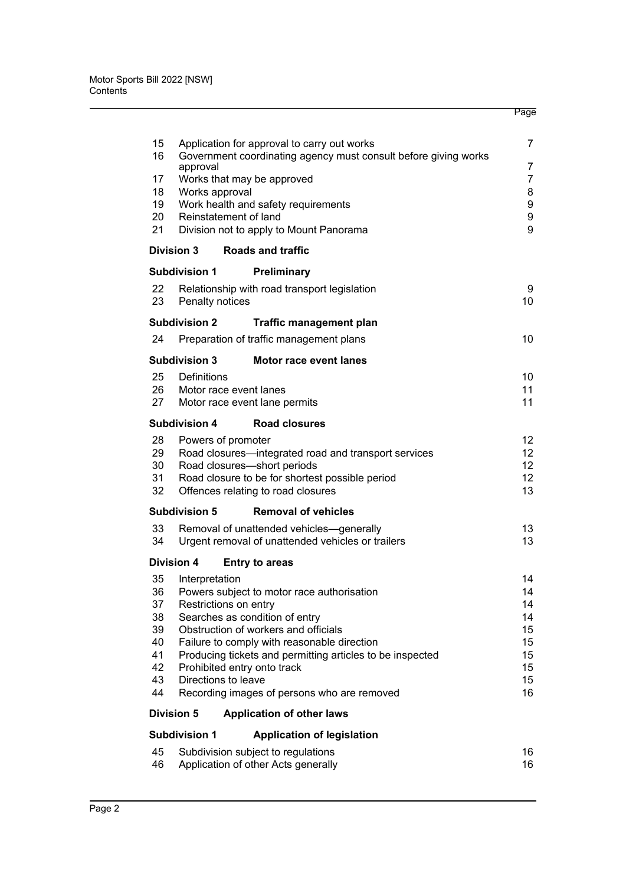| | | Page |
|---|---|---|
| 15 | Application for approval to carry out works | 7 |
| 16 | Government coordinating agency must consult before giving works approval | 7 |
| 17 | Works that may be approved | 7 |
| 18 | Works approval | 8 |
| 19 | Work health and safety requirements | 9 |
| 20 | Reinstatement of land | 9 |
| 21 | Division not to apply to Mount Panorama | 9 |

**Division 3 Roads and traffic**

**Subdivision 1 Preliminary**

| | | |
|---|---|---|
| 22 | Relationship with road transport legislation | 9 |
| 23 | Penalty notices | 10 |

**Subdivision 2 Traffic management plan**

| | | |
|---|---|---|
| 24 | Preparation of traffic management plans | 10 |

**Subdivision 3 Motor race event lanes**

| | | |
|---|---|---|
| 25 | Definitions | 10 |
| 26 | Motor race event lanes | 11 |
| 27 | Motor race event lane permits | 11 |

**Subdivision 4 Road closures**

| | | |
|---|---|---|
| 28 | Powers of promoter | 12 |
| 29 | Road closures—integrated road and transport services | 12 |
| 30 | Road closures—short periods | 12 |
| 31 | Road closure to be for shortest possible period | 12 |
| 32 | Offences relating to road closures | 13 |

**Subdivision 5 Removal of vehicles**

| | | |
|---|---|---|
| 33 | Removal of unattended vehicles—generally | 13 |
| 34 | Urgent removal of unattended vehicles or trailers | 13 |

**Division 4 Entry to areas**

| | | |
|---|---|---|
| 35 | Interpretation | 14 |
| 36 | Powers subject to motor race authorisation | 14 |
| 37 | Restrictions on entry | 14 |
| 38 | Searches as condition of entry | 14 |
| 39 | Obstruction of workers and officials | 15 |
| 40 | Failure to comply with reasonable direction | 15 |
| 41 | Producing tickets and permitting articles to be inspected | 15 |
| 42 | Prohibited entry onto track | 15 |
| 43 | Directions to leave | 15 |
| 44 | Recording images of persons who are removed | 16 |

**Division 5 Application of other laws**

**Subdivision 1 Application of legislation**

| | | |
|---|---|---|
| 45 | Subdivision subject to regulations | 16 |
| 46 | Application of other Acts generally | 16 |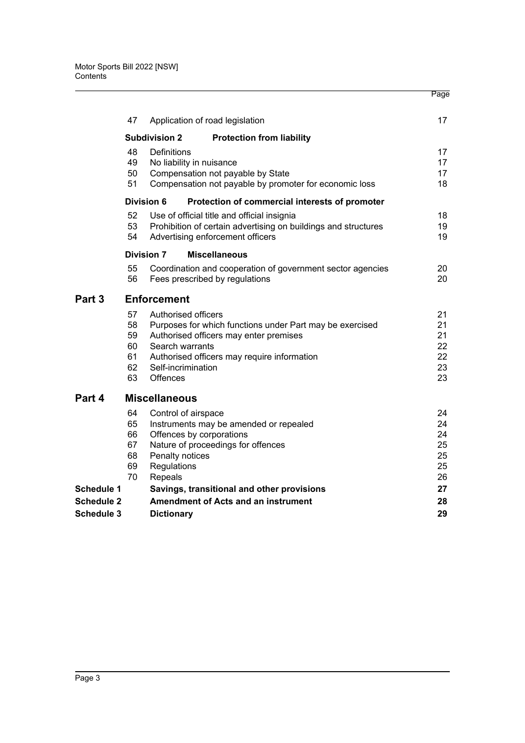| | | | Page |
|---|---|---|---|
| | 47 | Application of road legislation | 17 |
| | **Subdivision 2** | **Protection from liability** | |
| | 48 | Definitions | 17 |
| | 49 | No liability in nuisance | 17 |
| | 50 | Compensation not payable by State | 17 |
| | 51 | Compensation not payable by promoter for economic loss | 18 |
| | **Division 6** | **Protection of commercial interests of promoter** | |
| | 52 | Use of official title and official insignia | 18 |
| | 53 | Prohibition of certain advertising on buildings and structures | 19 |
| | 54 | Advertising enforcement officers | 19 |
| | **Division 7** | **Miscellaneous** | |
| | 55 | Coordination and cooperation of government sector agencies | 20 |
| | 56 | Fees prescribed by regulations | 20 |
| **Part 3** | **Enforcement** | | |
| | 57 | Authorised officers | 21 |
| | 58 | Purposes for which functions under Part may be exercised | 21 |
| | 59 | Authorised officers may enter premises | 21 |
| | 60 | Search warrants | 22 |
| | 61 | Authorised officers may require information | 22 |
| | 62 | Self-incrimination | 23 |
| | 63 | Offences | 23 |
| **Part 4** | **Miscellaneous** | | |
| | 64 | Control of airspace | 24 |
| | 65 | Instruments may be amended or repealed | 24 |
| | 66 | Offences by corporations | 24 |
| | 67 | Nature of proceedings for offences | 25 |
| | 68 | Penalty notices | 25 |
| | 69 | Regulations | 25 |
| | 70 | Repeals | 26 |
| **Schedule 1** | | **Savings, transitional and other provisions** | **27** |
| **Schedule 2** | | **Amendment of Acts and an instrument** | **28** |
| **Schedule 3** | | **Dictionary** | **29** |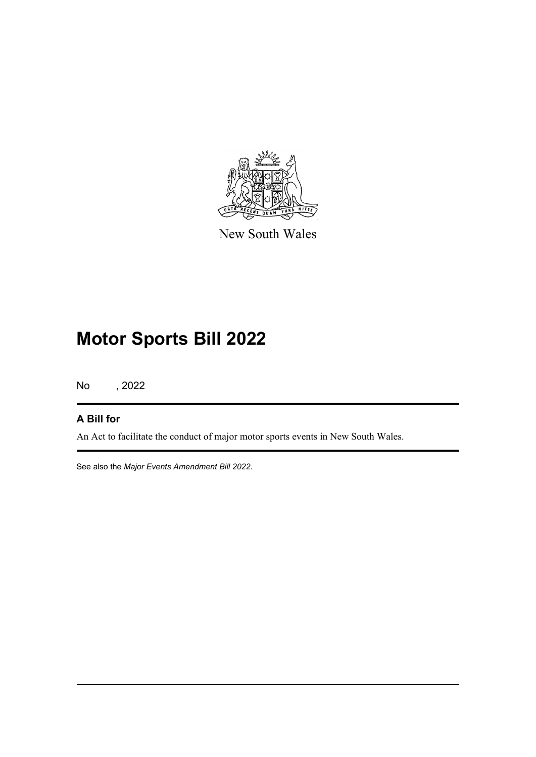New South Wales

# Motor Sports Bill 2022

No , 2022

## A Bill for

An Act to facilitate the conduct of major motor sports events in New South Wales.

See also the *Major Events Amendment Bill 2022*.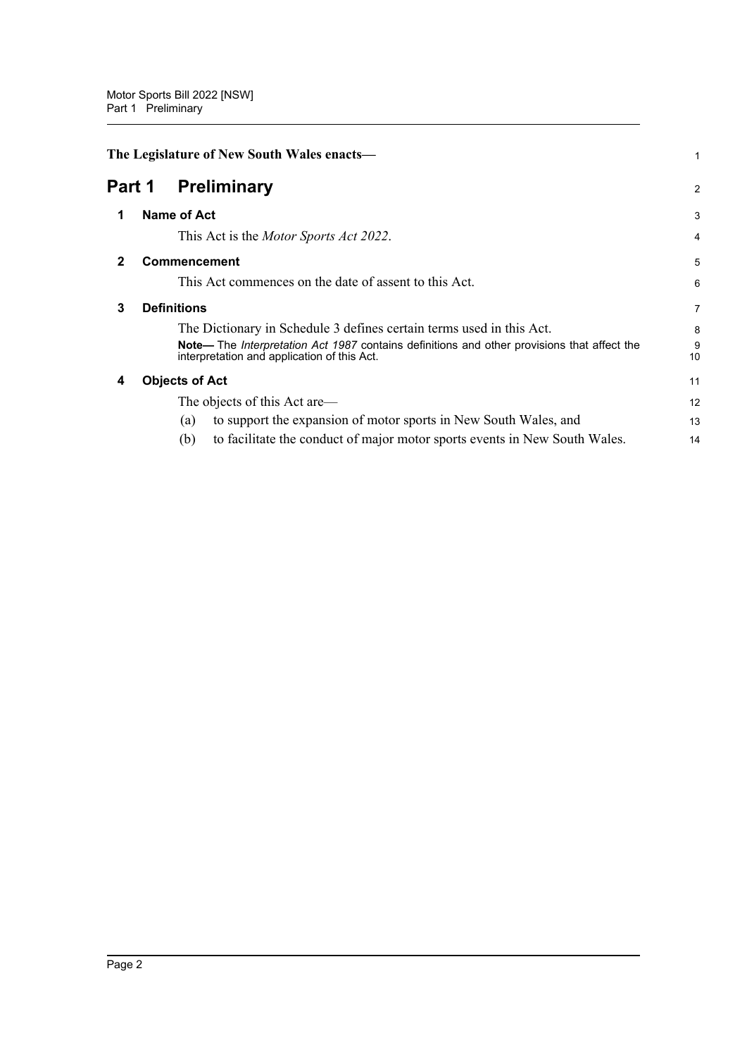The Legislature of New South Wales enacts—

# Part 1 Preliminary

## 1 Name of Act

This Act is the *Motor Sports Act 2022*.

## 2 Commencement

This Act commences on the date of assent to this Act.

## 3 Definitions

The Dictionary in Schedule 3 defines certain terms used in this Act.

**Note—** The *Interpretation Act 1987* contains definitions and other provisions that affect the interpretation and application of this Act.

## 4 Objects of Act

The objects of this Act are—

(a) to support the expansion of motor sports in New South Wales, and

(b) to facilitate the conduct of major motor sports events in New South Wales.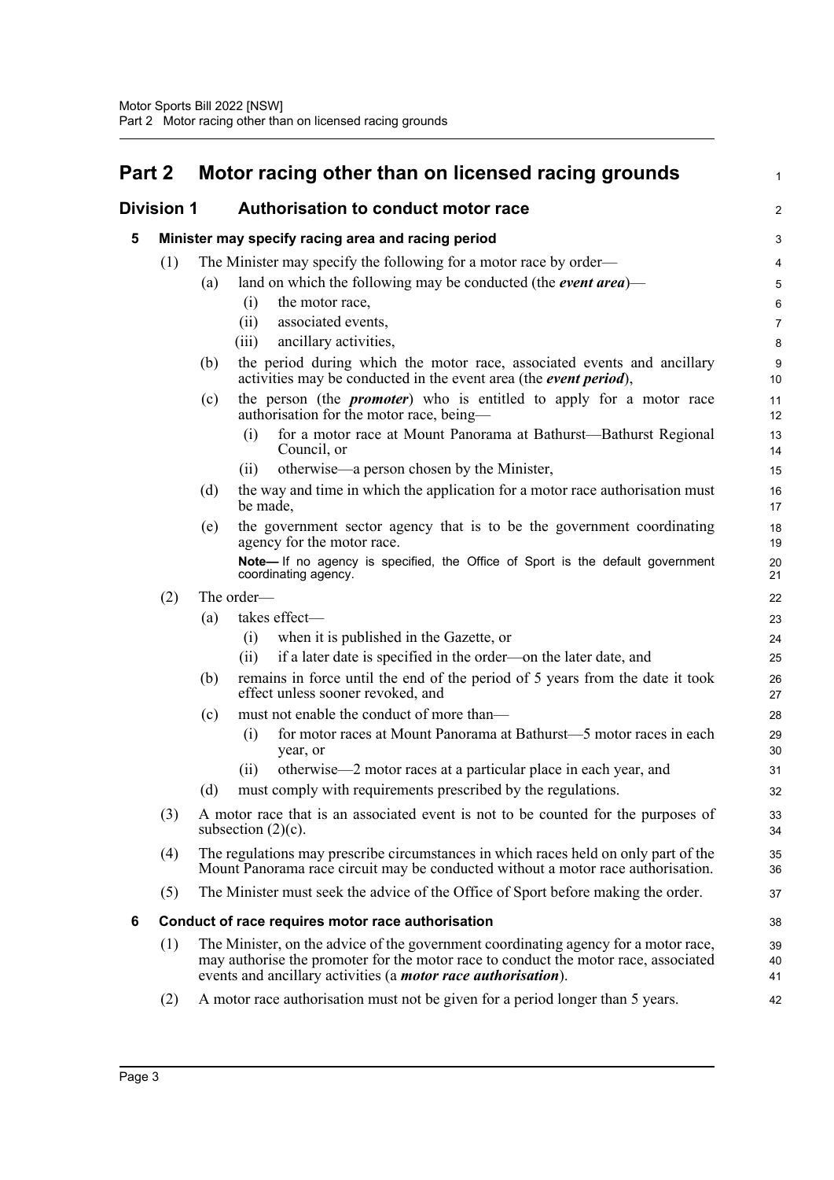# Part 2 Motor racing other than on licensed racing grounds

## Division 1 Authorisation to conduct motor race

### 5 Minister may specify racing area and racing period

(1) The Minister may specify the following for a motor race by order—

(a) land on which the following may be conducted (the ***event area***)—

(i) the motor race,

(ii) associated events,

(iii) ancillary activities,

(b) the period during which the motor race, associated events and ancillary activities may be conducted in the event area (the ***event period***),

(c) the person (the ***promoter***) who is entitled to apply for a motor race authorisation for the motor race, being—

(i) for a motor race at Mount Panorama at Bathurst—Bathurst Regional Council, or

(ii) otherwise—a person chosen by the Minister,

(d) the way and time in which the application for a motor race authorisation must be made,

(e) the government sector agency that is to be the government coordinating agency for the motor race.

**Note—** If no agency is specified, the Office of Sport is the default government coordinating agency.

(2) The order—

(a) takes effect—

(i) when it is published in the Gazette, or

(ii) if a later date is specified in the order—on the later date, and

(b) remains in force until the end of the period of 5 years from the date it took effect unless sooner revoked, and

(c) must not enable the conduct of more than—

(i) for motor races at Mount Panorama at Bathurst—5 motor races in each year, or

(ii) otherwise—2 motor races at a particular place in each year, and

(d) must comply with requirements prescribed by the regulations.

(3) A motor race that is an associated event is not to be counted for the purposes of subsection (2)(c).

(4) The regulations may prescribe circumstances in which races held on only part of the Mount Panorama race circuit may be conducted without a motor race authorisation.

(5) The Minister must seek the advice of the Office of Sport before making the order.

### 6 Conduct of race requires motor race authorisation

(1) The Minister, on the advice of the government coordinating agency for a motor race, may authorise the promoter for the motor race to conduct the motor race, associated events and ancillary activities (a ***motor race authorisation***).

(2) A motor race authorisation must not be given for a period longer than 5 years.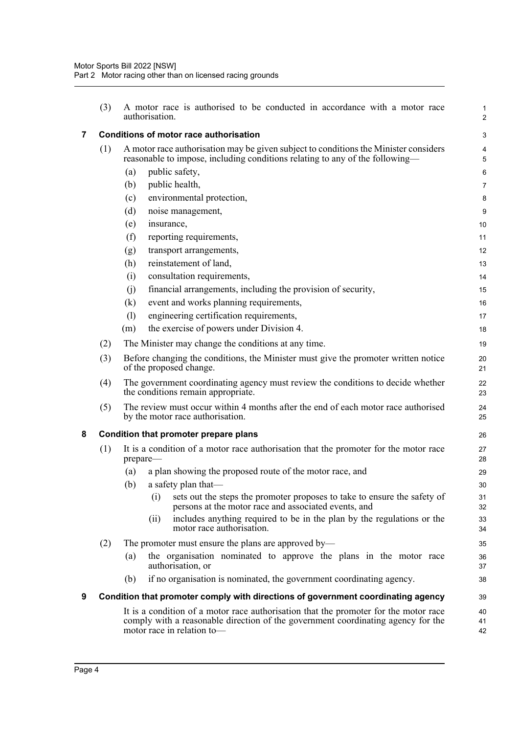(3) A motor race is authorised to be conducted in accordance with a motor race authorisation.

### 7 Conditions of motor race authorisation

(1) A motor race authorisation may be given subject to conditions the Minister considers reasonable to impose, including conditions relating to any of the following—

- (a) public safety,
- (b) public health,
- (c) environmental protection,
- (d) noise management,
- (e) insurance,
- (f) reporting requirements,
- (g) transport arrangements,
- (h) reinstatement of land,
- (i) consultation requirements,
- (j) financial arrangements, including the provision of security,
- (k) event and works planning requirements,
- (l) engineering certification requirements,
- (m) the exercise of powers under Division 4.

(2) The Minister may change the conditions at any time.

(3) Before changing the conditions, the Minister must give the promoter written notice of the proposed change.

(4) The government coordinating agency must review the conditions to decide whether the conditions remain appropriate.

(5) The review must occur within 4 months after the end of each motor race authorised by the motor race authorisation.

### 8 Condition that promoter prepare plans

(1) It is a condition of a motor race authorisation that the promoter for the motor race prepare—

- (a) a plan showing the proposed route of the motor race, and
- (b) a safety plan that—
  - (i) sets out the steps the promoter proposes to take to ensure the safety of persons at the motor race and associated events, and
  - (ii) includes anything required to be in the plan by the regulations or the motor race authorisation.

(2) The promoter must ensure the plans are approved by—

- (a) the organisation nominated to approve the plans in the motor race authorisation, or
- (b) if no organisation is nominated, the government coordinating agency.

### 9 Condition that promoter comply with directions of government coordinating agency

It is a condition of a motor race authorisation that the promoter for the motor race comply with a reasonable direction of the government coordinating agency for the motor race in relation to—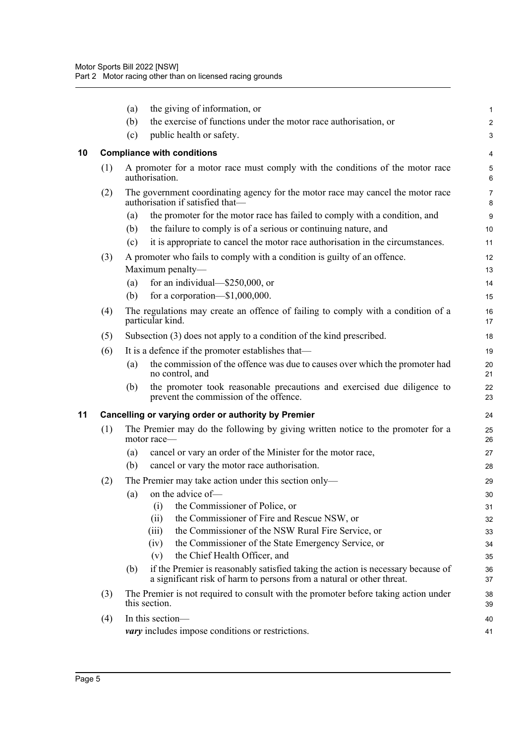(a) the giving of information, or

(b) the exercise of functions under the motor race authorisation, or

(c) public health or safety.

## 10 Compliance with conditions

(1) A promoter for a motor race must comply with the conditions of the motor race authorisation.

(2) The government coordinating agency for the motor race may cancel the motor race authorisation if satisfied that—

(a) the promoter for the motor race has failed to comply with a condition, and

(b) the failure to comply is of a serious or continuing nature, and

(c) it is appropriate to cancel the motor race authorisation in the circumstances.

(3) A promoter who fails to comply with a condition is guilty of an offence.

Maximum penalty—

(a) for an individual—$250,000, or

(b) for a corporation—$1,000,000.

(4) The regulations may create an offence of failing to comply with a condition of a particular kind.

(5) Subsection (3) does not apply to a condition of the kind prescribed.

(6) It is a defence if the promoter establishes that—

(a) the commission of the offence was due to causes over which the promoter had no control, and

(b) the promoter took reasonable precautions and exercised due diligence to prevent the commission of the offence.

## 11 Cancelling or varying order or authority by Premier

(1) The Premier may do the following by giving written notice to the promoter for a motor race—

(a) cancel or vary an order of the Minister for the motor race,

(b) cancel or vary the motor race authorisation.

(2) The Premier may take action under this section only—

(a) on the advice of—

(i) the Commissioner of Police, or

(ii) the Commissioner of Fire and Rescue NSW, or

(iii) the Commissioner of the NSW Rural Fire Service, or

(iv) the Commissioner of the State Emergency Service, or

(v) the Chief Health Officer, and

(b) if the Premier is reasonably satisfied taking the action is necessary because of a significant risk of harm to persons from a natural or other threat.

(3) The Premier is not required to consult with the promoter before taking action under this section.

(4) In this section—

***vary*** includes impose conditions or restrictions.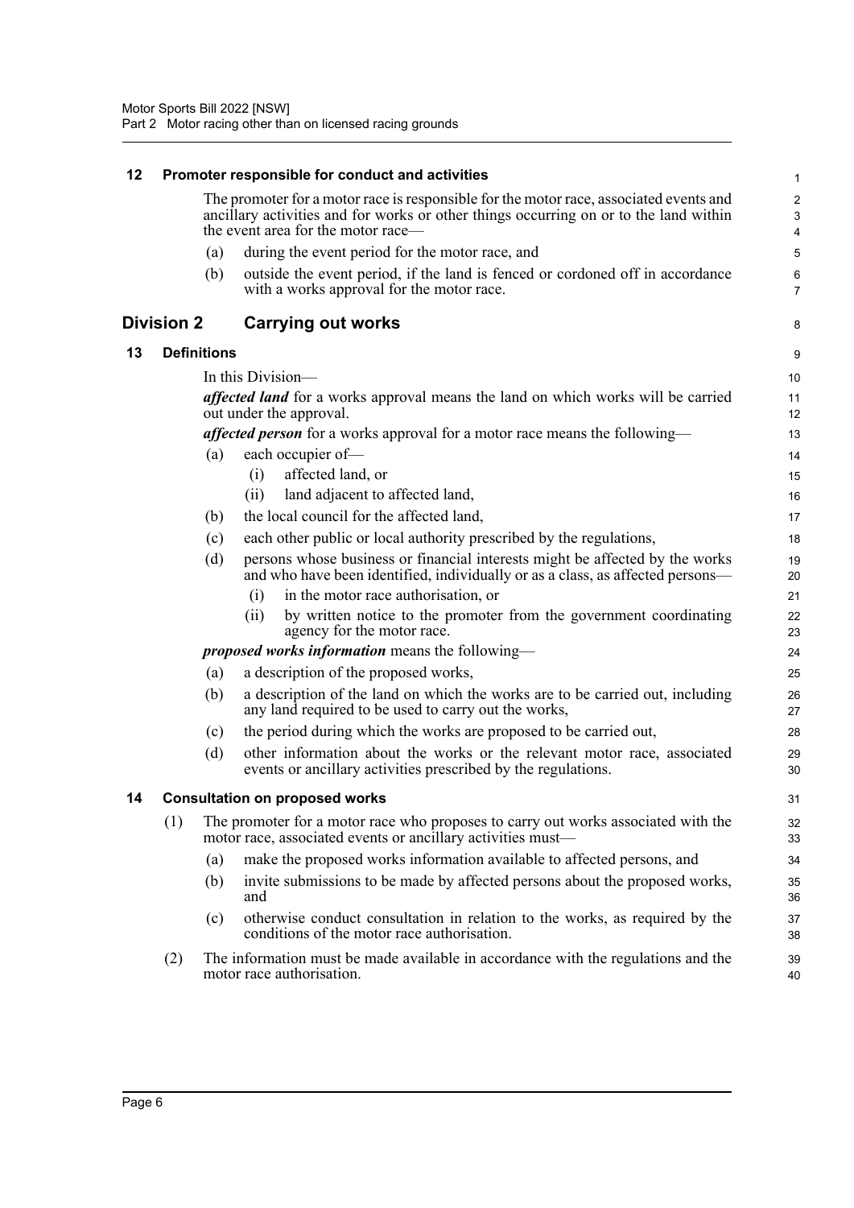### 12 Promoter responsible for conduct and activities

The promoter for a motor race is responsible for the motor race, associated events and ancillary activities and for works or other things occurring on or to the land within the event area for the motor race—

(a) during the event period for the motor race, and

(b) outside the event period, if the land is fenced or cordoned off in accordance with a works approval for the motor race.

## Division 2 Carrying out works

### 13 Definitions

In this Division—

***affected land*** for a works approval means the land on which works will be carried out under the approval.

***affected person*** for a works approval for a motor race means the following—

(a) each occupier of—

(i) affected land, or

(ii) land adjacent to affected land,

(b) the local council for the affected land,

(c) each other public or local authority prescribed by the regulations,

(d) persons whose business or financial interests might be affected by the works and who have been identified, individually or as a class, as affected persons—

(i) in the motor race authorisation, or

(ii) by written notice to the promoter from the government coordinating agency for the motor race.

***proposed works information*** means the following—

(a) a description of the proposed works,

(b) a description of the land on which the works are to be carried out, including any land required to be used to carry out the works,

(c) the period during which the works are proposed to be carried out,

(d) other information about the works or the relevant motor race, associated events or ancillary activities prescribed by the regulations.

### 14 Consultation on proposed works

(1) The promoter for a motor race who proposes to carry out works associated with the motor race, associated events or ancillary activities must—

(a) make the proposed works information available to affected persons, and

(b) invite submissions to be made by affected persons about the proposed works, and

(c) otherwise conduct consultation in relation to the works, as required by the conditions of the motor race authorisation.

(2) The information must be made available in accordance with the regulations and the motor race authorisation.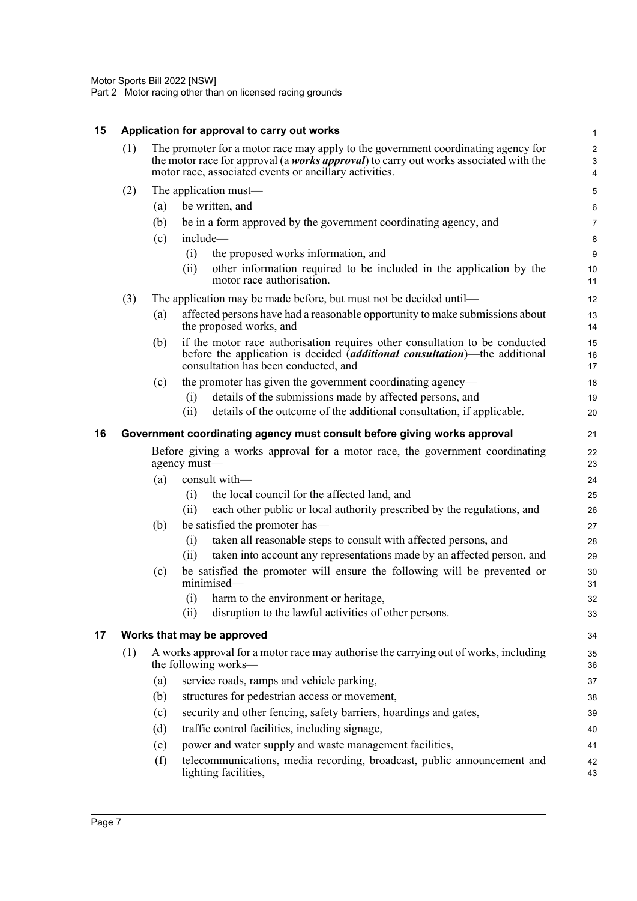### 15 Application for approval to carry out works

(1) The promoter for a motor race may apply to the government coordinating agency for the motor race for approval (a ***works approval***) to carry out works associated with the motor race, associated events or ancillary activities.

(2) The application must—

- (a) be written, and
- (b) be in a form approved by the government coordinating agency, and
- (c) include—
  - (i) the proposed works information, and
  - (ii) other information required to be included in the application by the motor race authorisation.

(3) The application may be made before, but must not be decided until—

- (a) affected persons have had a reasonable opportunity to make submissions about the proposed works, and
- (b) if the motor race authorisation requires other consultation to be conducted before the application is decided (***additional consultation***)—the additional consultation has been conducted, and
- (c) the promoter has given the government coordinating agency—
  - (i) details of the submissions made by affected persons, and
  - (ii) details of the outcome of the additional consultation, if applicable.

### 16 Government coordinating agency must consult before giving works approval

Before giving a works approval for a motor race, the government coordinating agency must—

- (a) consult with—
  - (i) the local council for the affected land, and
  - (ii) each other public or local authority prescribed by the regulations, and
- (b) be satisfied the promoter has—
  - (i) taken all reasonable steps to consult with affected persons, and
  - (ii) taken into account any representations made by an affected person, and
- (c) be satisfied the promoter will ensure the following will be prevented or minimised—
  - (i) harm to the environment or heritage,
  - (ii) disruption to the lawful activities of other persons.

### 17 Works that may be approved

(1) A works approval for a motor race may authorise the carrying out of works, including the following works—

- (a) service roads, ramps and vehicle parking,
- (b) structures for pedestrian access or movement,
- (c) security and other fencing, safety barriers, hoardings and gates,
- (d) traffic control facilities, including signage,
- (e) power and water supply and waste management facilities,
- (f) telecommunications, media recording, broadcast, public announcement and lighting facilities,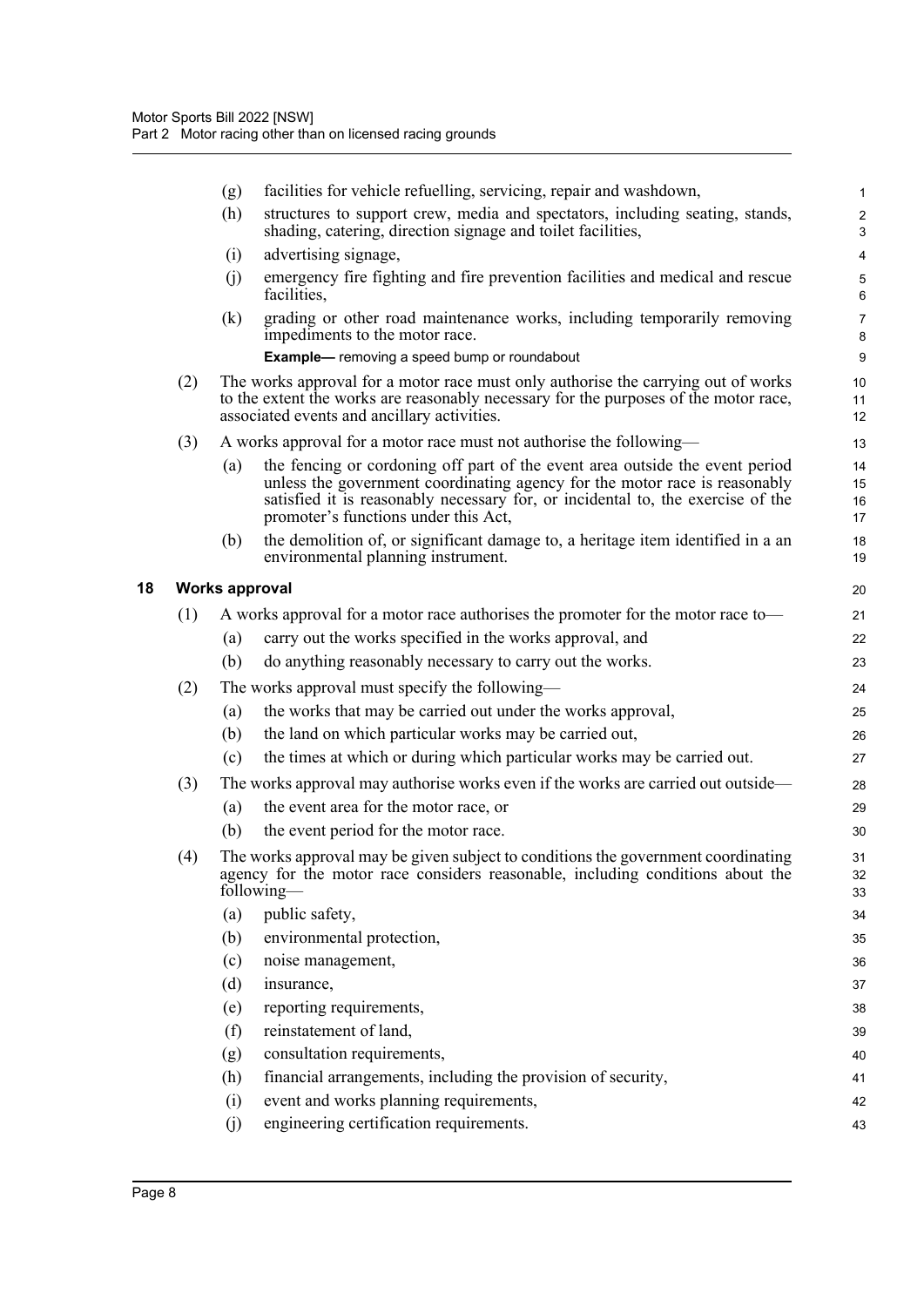(g) facilities for vehicle refuelling, servicing, repair and washdown,

(h) structures to support crew, media and spectators, including seating, stands, shading, catering, direction signage and toilet facilities,

(i) advertising signage,

(j) emergency fire fighting and fire prevention facilities and medical and rescue facilities,

(k) grading or other road maintenance works, including temporarily removing impediments to the motor race.

**Example—** removing a speed bump or roundabout

(2) The works approval for a motor race must only authorise the carrying out of works to the extent the works are reasonably necessary for the purposes of the motor race, associated events and ancillary activities.

(3) A works approval for a motor race must not authorise the following—

(a) the fencing or cordoning off part of the event area outside the event period unless the government coordinating agency for the motor race is reasonably satisfied it is reasonably necessary for, or incidental to, the exercise of the promoter's functions under this Act,

(b) the demolition of, or significant damage to, a heritage item identified in a an environmental planning instrument.

## 18 Works approval

(1) A works approval for a motor race authorises the promoter for the motor race to—

(a) carry out the works specified in the works approval, and

(b) do anything reasonably necessary to carry out the works.

(2) The works approval must specify the following—

(a) the works that may be carried out under the works approval,

(b) the land on which particular works may be carried out,

(c) the times at which or during which particular works may be carried out.

(3) The works approval may authorise works even if the works are carried out outside—

(a) the event area for the motor race, or

(b) the event period for the motor race.

(4) The works approval may be given subject to conditions the government coordinating agency for the motor race considers reasonable, including conditions about the following—

(a) public safety,

(b) environmental protection,

(c) noise management,

(d) insurance,

(e) reporting requirements,

(f) reinstatement of land,

(g) consultation requirements,

(h) financial arrangements, including the provision of security,

(i) event and works planning requirements,

(j) engineering certification requirements.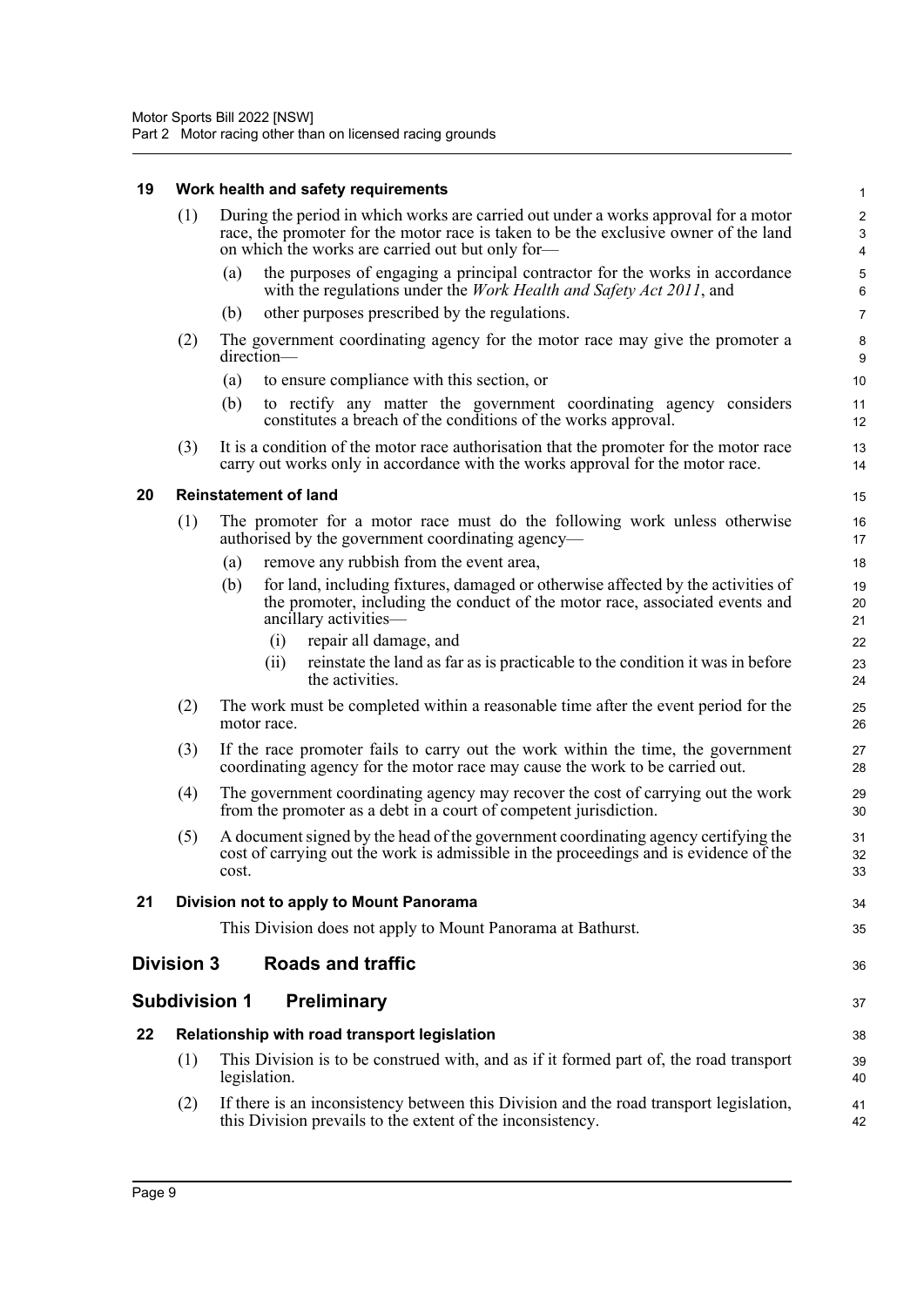### 19 Work health and safety requirements

(1) During the period in which works are carried out under a works approval for a motor race, the promoter for the motor race is taken to be the exclusive owner of the land on which the works are carried out but only for—

(a) the purposes of engaging a principal contractor for the works in accordance with the regulations under the *Work Health and Safety Act 2011*, and

(b) other purposes prescribed by the regulations.

(2) The government coordinating agency for the motor race may give the promoter a direction—

(a) to ensure compliance with this section, or

(b) to rectify any matter the government coordinating agency considers constitutes a breach of the conditions of the works approval.

(3) It is a condition of the motor race authorisation that the promoter for the motor race carry out works only in accordance with the works approval for the motor race.

### 20 Reinstatement of land

(1) The promoter for a motor race must do the following work unless otherwise authorised by the government coordinating agency—

(a) remove any rubbish from the event area,

(b) for land, including fixtures, damaged or otherwise affected by the activities of the promoter, including the conduct of the motor race, associated events and ancillary activities—

(i) repair all damage, and

(ii) reinstate the land as far as is practicable to the condition it was in before the activities.

(2) The work must be completed within a reasonable time after the event period for the motor race.

(3) If the race promoter fails to carry out the work within the time, the government coordinating agency for the motor race may cause the work to be carried out.

(4) The government coordinating agency may recover the cost of carrying out the work from the promoter as a debt in a court of competent jurisdiction.

(5) A document signed by the head of the government coordinating agency certifying the cost of carrying out the work is admissible in the proceedings and is evidence of the cost.

### 21 Division not to apply to Mount Panorama

This Division does not apply to Mount Panorama at Bathurst.

## Division 3 Roads and traffic

## Subdivision 1 Preliminary

### 22 Relationship with road transport legislation

(1) This Division is to be construed with, and as if it formed part of, the road transport legislation.

(2) If there is an inconsistency between this Division and the road transport legislation, this Division prevails to the extent of the inconsistency.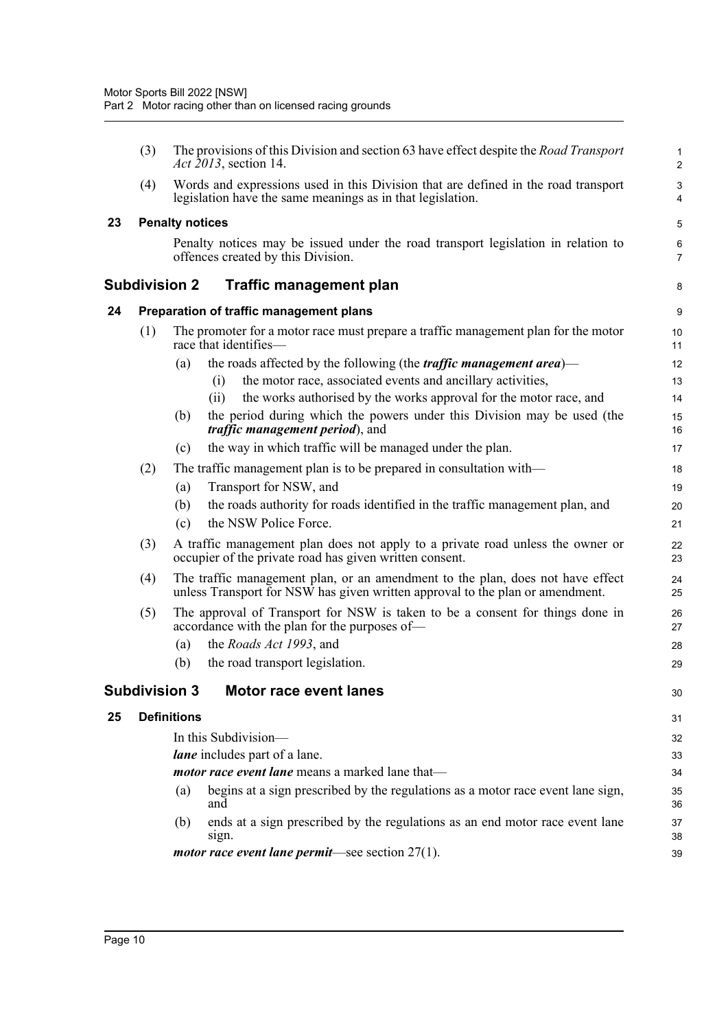(3) The provisions of this Division and section 63 have effect despite the *Road Transport Act 2013*, section 14.

(4) Words and expressions used in this Division that are defined in the road transport legislation have the same meanings as in that legislation.

### 23 Penalty notices

Penalty notices may be issued under the road transport legislation in relation to offences created by this Division.

## Subdivision 2 Traffic management plan

### 24 Preparation of traffic management plans

(1) The promoter for a motor race must prepare a traffic management plan for the motor race that identifies—

- (a) the roads affected by the following (the ***traffic management area***)—
  - (i) the motor race, associated events and ancillary activities,
  - (ii) the works authorised by the works approval for the motor race, and
- (b) the period during which the powers under this Division may be used (the ***traffic management period***), and
- (c) the way in which traffic will be managed under the plan.

(2) The traffic management plan is to be prepared in consultation with—

- (a) Transport for NSW, and
- (b) the roads authority for roads identified in the traffic management plan, and
- (c) the NSW Police Force.

(3) A traffic management plan does not apply to a private road unless the owner or occupier of the private road has given written consent.

(4) The traffic management plan, or an amendment to the plan, does not have effect unless Transport for NSW has given written approval to the plan or amendment.

(5) The approval of Transport for NSW is taken to be a consent for things done in accordance with the plan for the purposes of—

- (a) the *Roads Act 1993*, and
- (b) the road transport legislation.

## Subdivision 3 Motor race event lanes

### 25 Definitions

In this Subdivision—

***lane*** includes part of a lane.

***motor race event lane*** means a marked lane that—

- (a) begins at a sign prescribed by the regulations as a motor race event lane sign, and
- (b) ends at a sign prescribed by the regulations as an end motor race event lane sign.

***motor race event lane permit***—see section 27(1).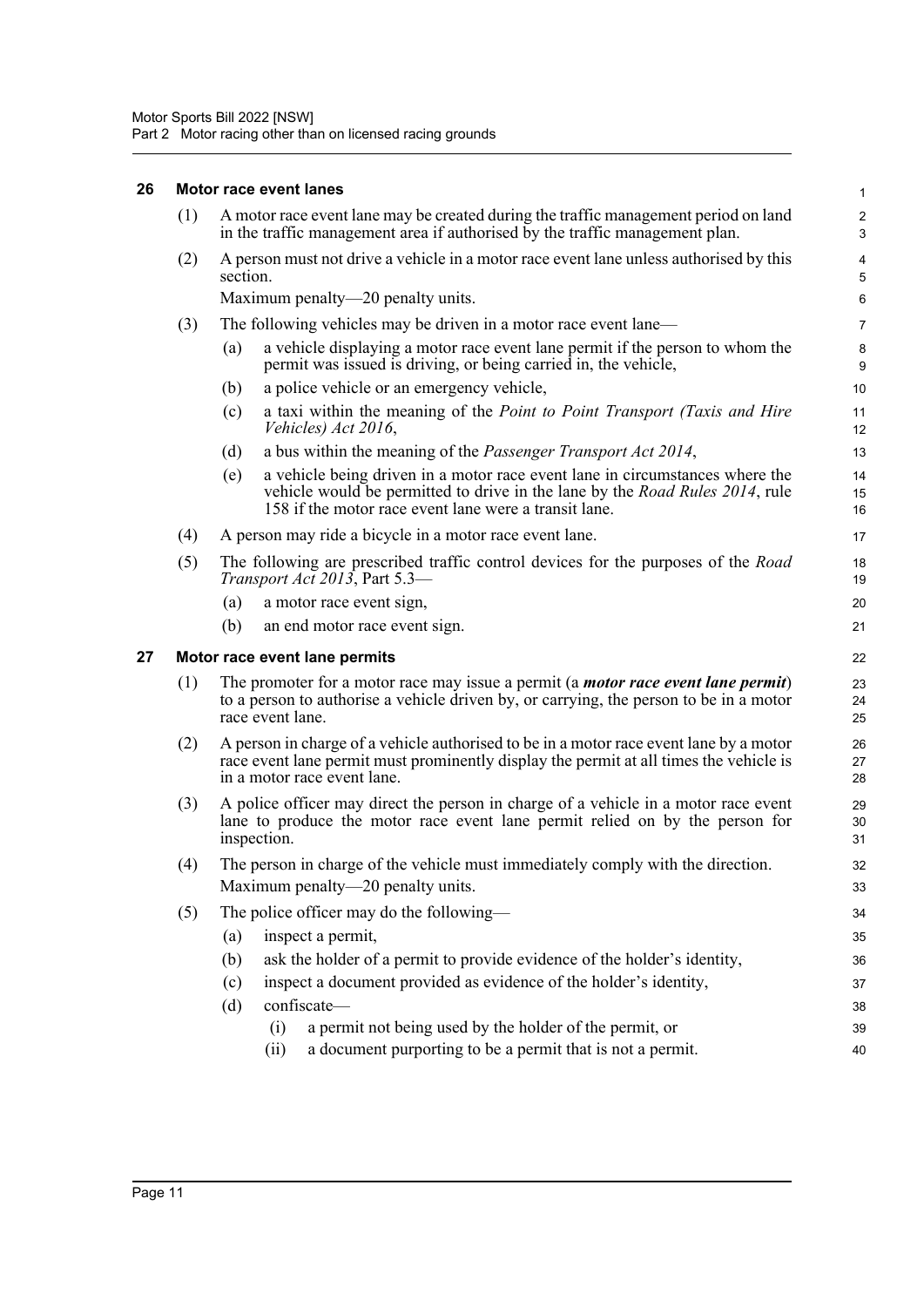## 26 Motor race event lanes

(1) A motor race event lane may be created during the traffic management period on land in the traffic management area if authorised by the traffic management plan.

(2) A person must not drive a vehicle in a motor race event lane unless authorised by this section.

Maximum penalty—20 penalty units.

(3) The following vehicles may be driven in a motor race event lane—

- (a) a vehicle displaying a motor race event lane permit if the person to whom the permit was issued is driving, or being carried in, the vehicle,
- (b) a police vehicle or an emergency vehicle,
- (c) a taxi within the meaning of the *Point to Point Transport (Taxis and Hire Vehicles) Act 2016*,
- (d) a bus within the meaning of the *Passenger Transport Act 2014*,
- (e) a vehicle being driven in a motor race event lane in circumstances where the vehicle would be permitted to drive in the lane by the *Road Rules 2014*, rule 158 if the motor race event lane were a transit lane.

(4) A person may ride a bicycle in a motor race event lane.

(5) The following are prescribed traffic control devices for the purposes of the *Road Transport Act 2013*, Part 5.3—

- (a) a motor race event sign,
- (b) an end motor race event sign.

## 27 Motor race event lane permits

(1) The promoter for a motor race may issue a permit (a ***motor race event lane permit***) to a person to authorise a vehicle driven by, or carrying, the person to be in a motor race event lane.

(2) A person in charge of a vehicle authorised to be in a motor race event lane by a motor race event lane permit must prominently display the permit at all times the vehicle is in a motor race event lane.

(3) A police officer may direct the person in charge of a vehicle in a motor race event lane to produce the motor race event lane permit relied on by the person for inspection.

(4) The person in charge of the vehicle must immediately comply with the direction.

Maximum penalty—20 penalty units.

(5) The police officer may do the following—

- (a) inspect a permit,
- (b) ask the holder of a permit to provide evidence of the holder's identity,
- (c) inspect a document provided as evidence of the holder's identity,
- (d) confiscate—
  - (i) a permit not being used by the holder of the permit, or
  - (ii) a document purporting to be a permit that is not a permit.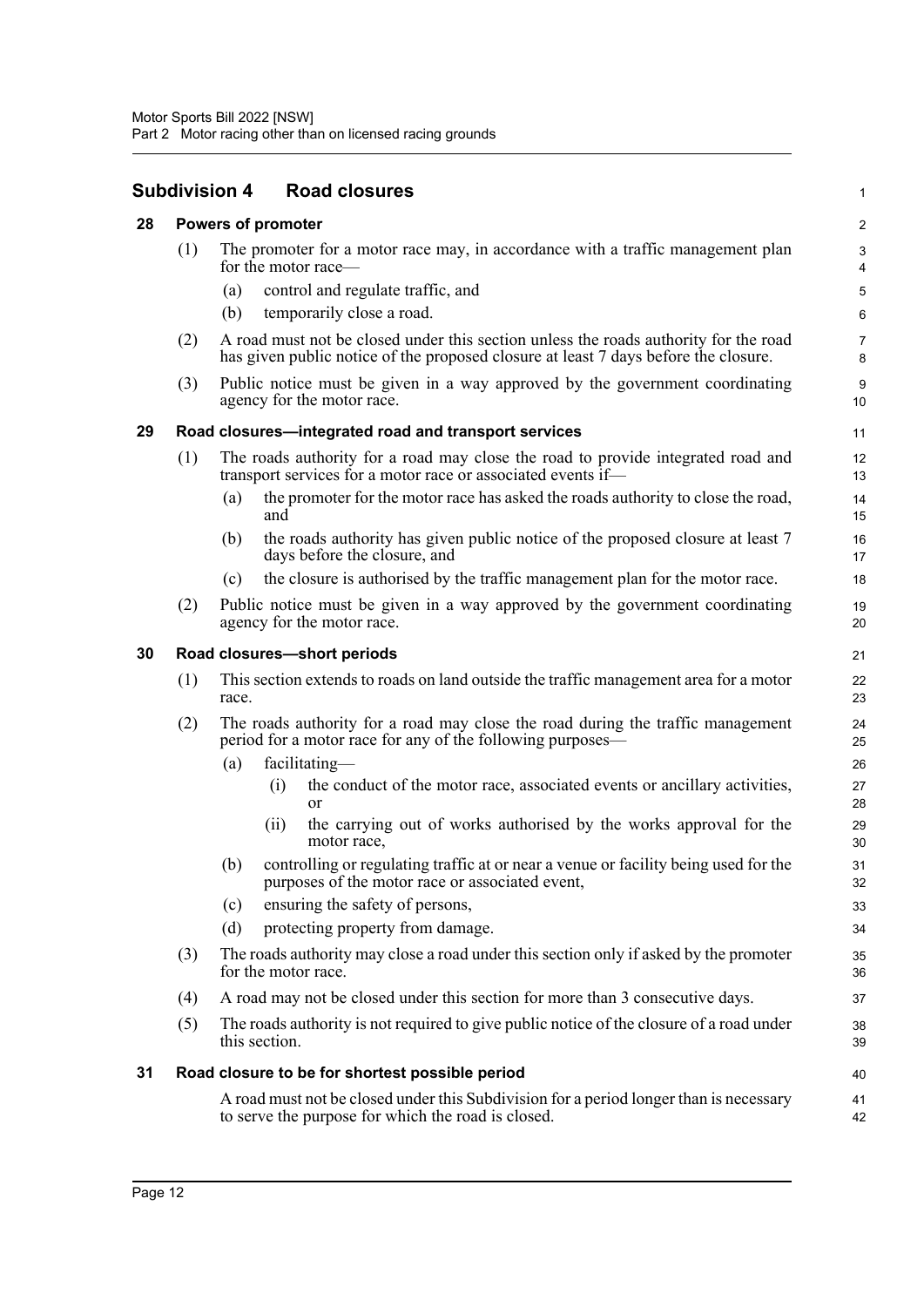## Subdivision 4 Road closures

### 28 Powers of promoter

(1) The promoter for a motor race may, in accordance with a traffic management plan for the motor race—

(a) control and regulate traffic, and

(b) temporarily close a road.

(2) A road must not be closed under this section unless the roads authority for the road has given public notice of the proposed closure at least 7 days before the closure.

(3) Public notice must be given in a way approved by the government coordinating agency for the motor race.

### 29 Road closures—integrated road and transport services

(1) The roads authority for a road may close the road to provide integrated road and transport services for a motor race or associated events if—

(a) the promoter for the motor race has asked the roads authority to close the road, and

(b) the roads authority has given public notice of the proposed closure at least 7 days before the closure, and

(c) the closure is authorised by the traffic management plan for the motor race.

(2) Public notice must be given in a way approved by the government coordinating agency for the motor race.

### 30 Road closures—short periods

(1) This section extends to roads on land outside the traffic management area for a motor race.

(2) The roads authority for a road may close the road during the traffic management period for a motor race for any of the following purposes—

(a) facilitating—

(i) the conduct of the motor race, associated events or ancillary activities, or

(ii) the carrying out of works authorised by the works approval for the motor race,

(b) controlling or regulating traffic at or near a venue or facility being used for the purposes of the motor race or associated event,

(c) ensuring the safety of persons,

(d) protecting property from damage.

(3) The roads authority may close a road under this section only if asked by the promoter for the motor race.

(4) A road may not be closed under this section for more than 3 consecutive days.

(5) The roads authority is not required to give public notice of the closure of a road under this section.

### 31 Road closure to be for shortest possible period

A road must not be closed under this Subdivision for a period longer than is necessary to serve the purpose for which the road is closed.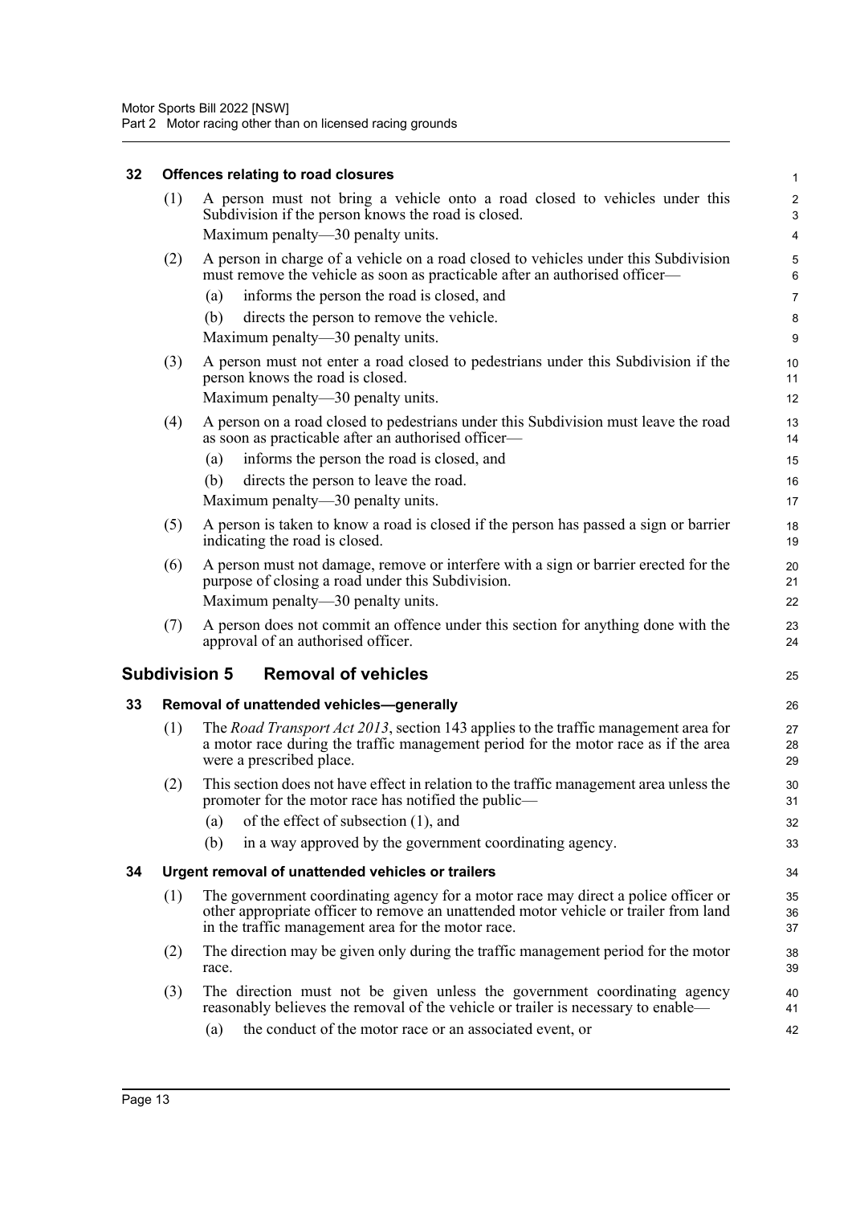### 32 Offences relating to road closures

(1) A person must not bring a vehicle onto a road closed to vehicles under this Subdivision if the person knows the road is closed.

Maximum penalty—30 penalty units.

(2) A person in charge of a vehicle on a road closed to vehicles under this Subdivision must remove the vehicle as soon as practicable after an authorised officer—

(a) informs the person the road is closed, and

(b) directs the person to remove the vehicle.

Maximum penalty—30 penalty units.

(3) A person must not enter a road closed to pedestrians under this Subdivision if the person knows the road is closed.

Maximum penalty—30 penalty units.

(4) A person on a road closed to pedestrians under this Subdivision must leave the road as soon as practicable after an authorised officer—

(a) informs the person the road is closed, and

(b) directs the person to leave the road.

Maximum penalty—30 penalty units.

(5) A person is taken to know a road is closed if the person has passed a sign or barrier indicating the road is closed.

(6) A person must not damage, remove or interfere with a sign or barrier erected for the purpose of closing a road under this Subdivision.

Maximum penalty—30 penalty units.

(7) A person does not commit an offence under this section for anything done with the approval of an authorised officer.

## Subdivision 5 Removal of vehicles

### 33 Removal of unattended vehicles—generally

(1) The *Road Transport Act 2013*, section 143 applies to the traffic management area for a motor race during the traffic management period for the motor race as if the area were a prescribed place.

(2) This section does not have effect in relation to the traffic management area unless the promoter for the motor race has notified the public—

(a) of the effect of subsection (1), and

(b) in a way approved by the government coordinating agency.

### 34 Urgent removal of unattended vehicles or trailers

(1) The government coordinating agency for a motor race may direct a police officer or other appropriate officer to remove an unattended motor vehicle or trailer from land in the traffic management area for the motor race.

(2) The direction may be given only during the traffic management period for the motor race.

(3) The direction must not be given unless the government coordinating agency reasonably believes the removal of the vehicle or trailer is necessary to enable—

(a) the conduct of the motor race or an associated event, or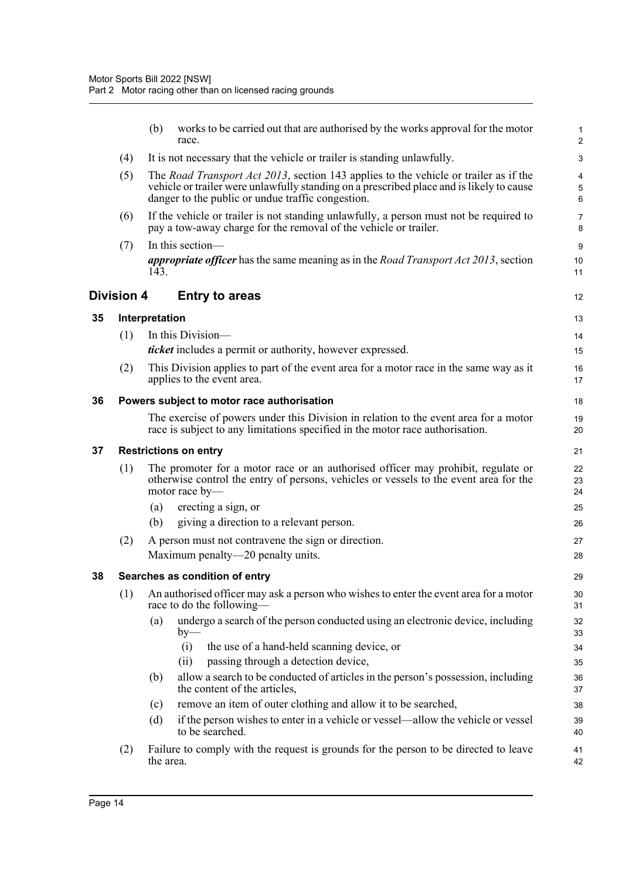(b) works to be carried out that are authorised by the works approval for the motor race.

(4) It is not necessary that the vehicle or trailer is standing unlawfully.

(5) The *Road Transport Act 2013*, section 143 applies to the vehicle or trailer as if the vehicle or trailer were unlawfully standing on a prescribed place and is likely to cause danger to the public or undue traffic congestion.

(6) If the vehicle or trailer is not standing unlawfully, a person must not be required to pay a tow-away charge for the removal of the vehicle or trailer.

(7) In this section—

***appropriate officer*** has the same meaning as in the *Road Transport Act 2013*, section 143.

## Division 4 Entry to areas

### 35 Interpretation

(1) In this Division—

***ticket*** includes a permit or authority, however expressed.

(2) This Division applies to part of the event area for a motor race in the same way as it applies to the event area.

### 36 Powers subject to motor race authorisation

The exercise of powers under this Division in relation to the event area for a motor race is subject to any limitations specified in the motor race authorisation.

### 37 Restrictions on entry

(1) The promoter for a motor race or an authorised officer may prohibit, regulate or otherwise control the entry of persons, vehicles or vessels to the event area for the motor race by—

(a) erecting a sign, or

(b) giving a direction to a relevant person.

(2) A person must not contravene the sign or direction.

Maximum penalty—20 penalty units.

### 38 Searches as condition of entry

(1) An authorised officer may ask a person who wishes to enter the event area for a motor race to do the following—

(a) undergo a search of the person conducted using an electronic device, including by—

(i) the use of a hand-held scanning device, or

(ii) passing through a detection device,

(b) allow a search to be conducted of articles in the person's possession, including the content of the articles,

(c) remove an item of outer clothing and allow it to be searched,

(d) if the person wishes to enter in a vehicle or vessel—allow the vehicle or vessel to be searched.

(2) Failure to comply with the request is grounds for the person to be directed to leave the area.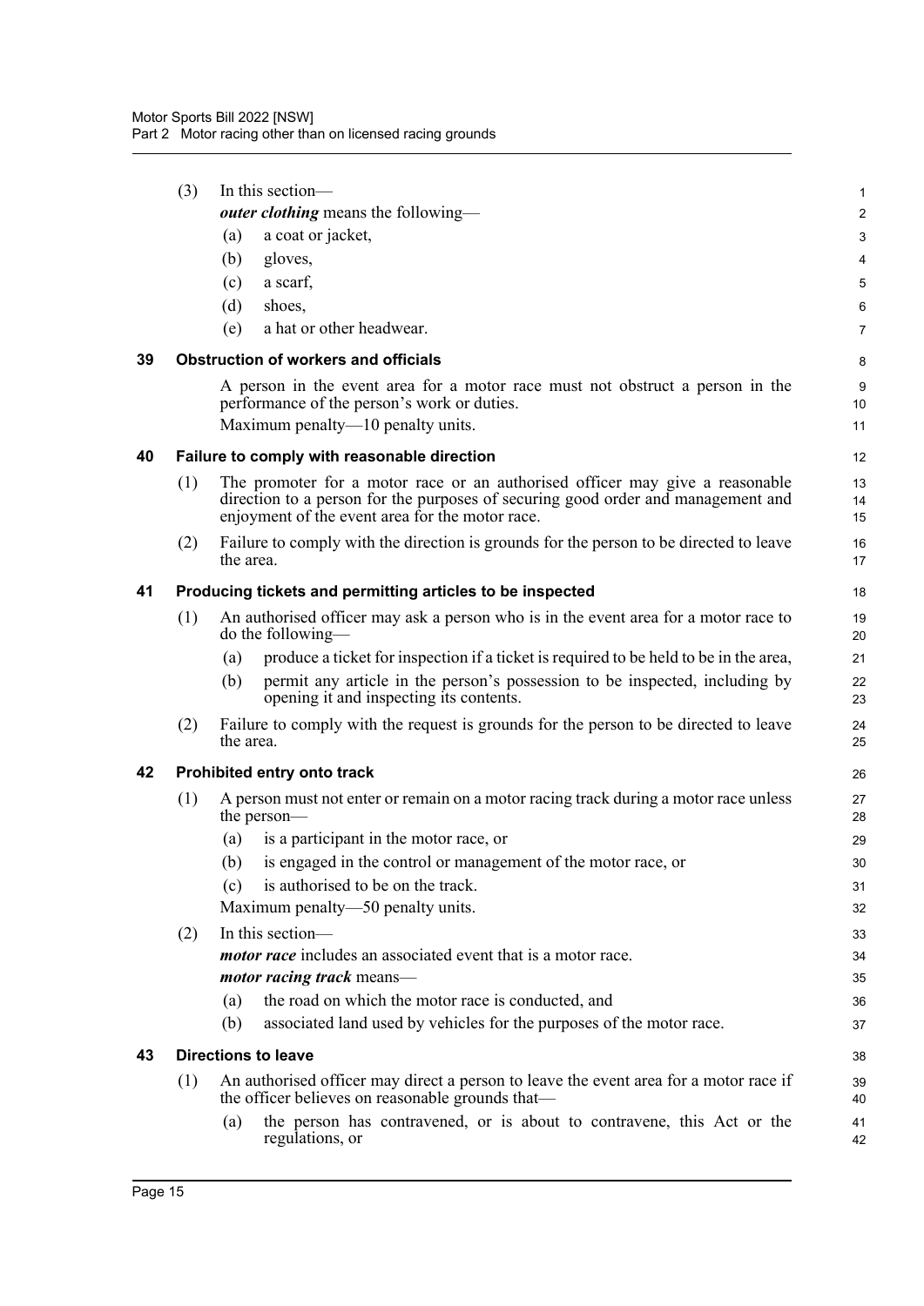(3) In this section—

***outer clothing*** means the following—

(a) a coat or jacket,

(b) gloves,

(c) a scarf,

(d) shoes,

(e) a hat or other headwear.

### 39 Obstruction of workers and officials

A person in the event area for a motor race must not obstruct a person in the performance of the person's work or duties.

Maximum penalty—10 penalty units.

### 40 Failure to comply with reasonable direction

(1) The promoter for a motor race or an authorised officer may give a reasonable direction to a person for the purposes of securing good order and management and enjoyment of the event area for the motor race.

(2) Failure to comply with the direction is grounds for the person to be directed to leave the area.

### 41 Producing tickets and permitting articles to be inspected

(1) An authorised officer may ask a person who is in the event area for a motor race to do the following—

(a) produce a ticket for inspection if a ticket is required to be held to be in the area,

(b) permit any article in the person's possession to be inspected, including by opening it and inspecting its contents.

(2) Failure to comply with the request is grounds for the person to be directed to leave the area.

### 42 Prohibited entry onto track

(1) A person must not enter or remain on a motor racing track during a motor race unless the person—

(a) is a participant in the motor race, or

(b) is engaged in the control or management of the motor race, or

(c) is authorised to be on the track.

Maximum penalty—50 penalty units.

(2) In this section—

***motor race*** includes an associated event that is a motor race.

***motor racing track*** means—

(a) the road on which the motor race is conducted, and

(b) associated land used by vehicles for the purposes of the motor race.

### 43 Directions to leave

(1) An authorised officer may direct a person to leave the event area for a motor race if the officer believes on reasonable grounds that—

(a) the person has contravened, or is about to contravene, this Act or the regulations, or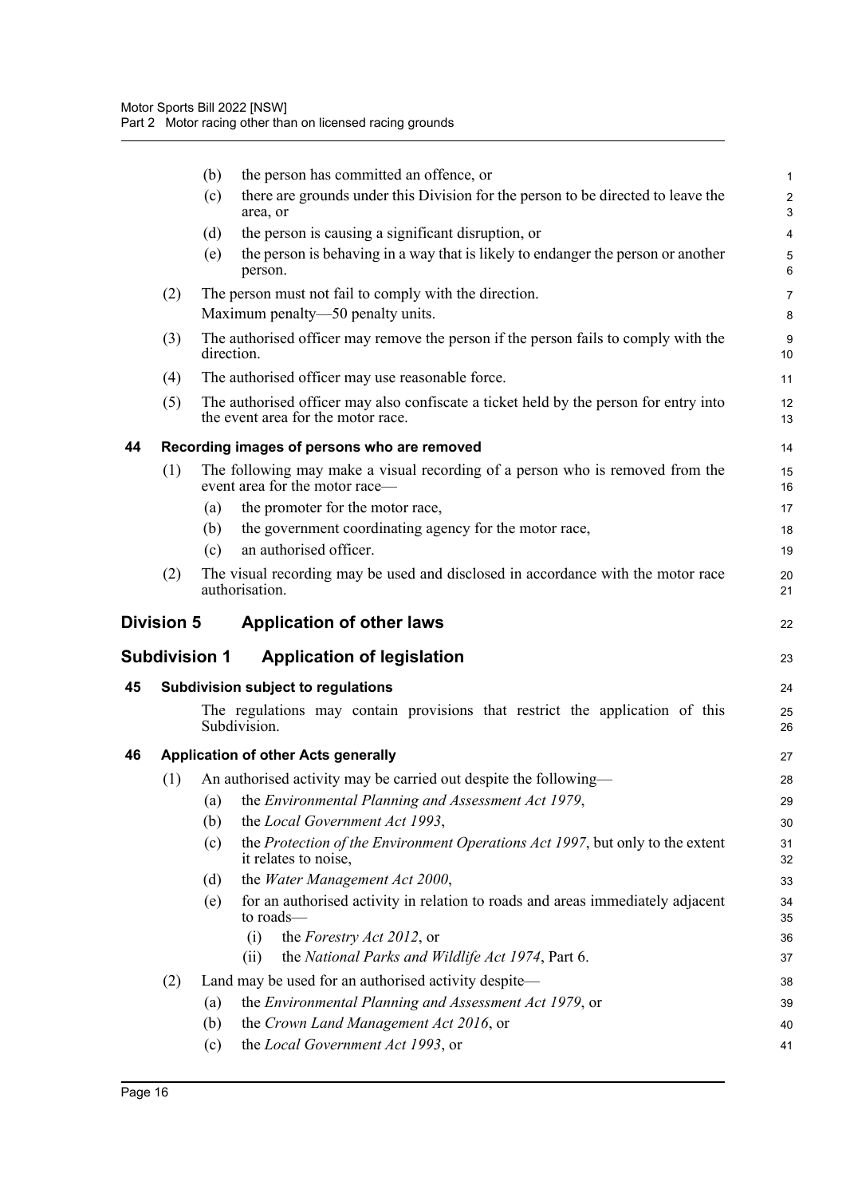(b) the person has committed an offence, or

(c) there are grounds under this Division for the person to be directed to leave the area, or

(d) the person is causing a significant disruption, or

(e) the person is behaving in a way that is likely to endanger the person or another person.

(2) The person must not fail to comply with the direction.

Maximum penalty—50 penalty units.

(3) The authorised officer may remove the person if the person fails to comply with the direction.

(4) The authorised officer may use reasonable force.

(5) The authorised officer may also confiscate a ticket held by the person for entry into the event area for the motor race.

### 44 Recording images of persons who are removed

(1) The following may make a visual recording of a person who is removed from the event area for the motor race—

(a) the promoter for the motor race,

(b) the government coordinating agency for the motor race,

(c) an authorised officer.

(2) The visual recording may be used and disclosed in accordance with the motor race authorisation.

## Division 5 Application of other laws

## Subdivision 1 Application of legislation

### 45 Subdivision subject to regulations

The regulations may contain provisions that restrict the application of this Subdivision.

### 46 Application of other Acts generally

(1) An authorised activity may be carried out despite the following—

(a) the *Environmental Planning and Assessment Act 1979*,

(b) the *Local Government Act 1993*,

(c) the *Protection of the Environment Operations Act 1997*, but only to the extent it relates to noise,

(d) the *Water Management Act 2000*,

(e) for an authorised activity in relation to roads and areas immediately adjacent to roads—

(i) the *Forestry Act 2012*, or

(ii) the *National Parks and Wildlife Act 1974*, Part 6.

(2) Land may be used for an authorised activity despite—

(a) the *Environmental Planning and Assessment Act 1979*, or

(b) the *Crown Land Management Act 2016*, or

(c) the *Local Government Act 1993*, or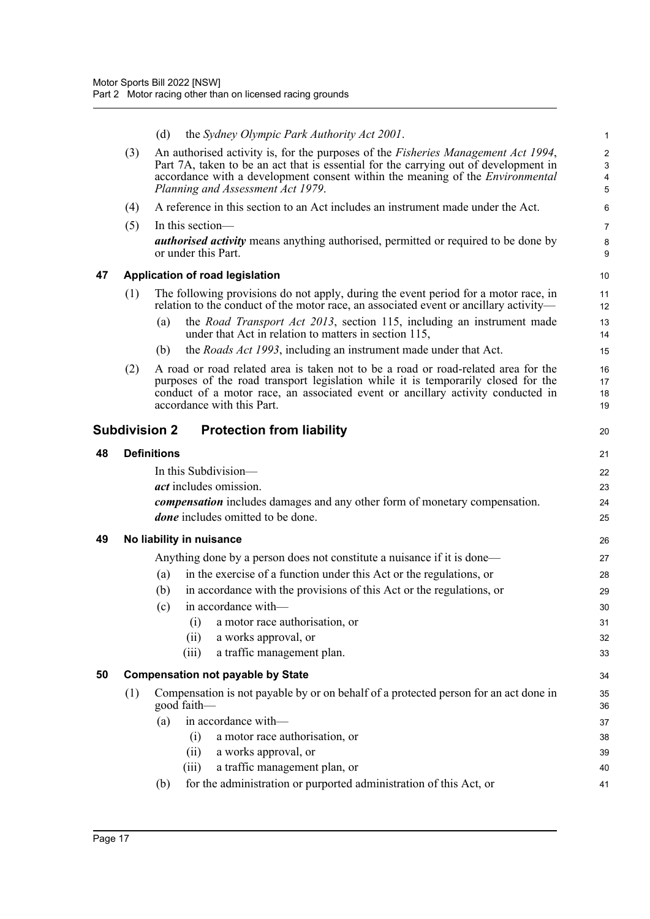(d) the *Sydney Olympic Park Authority Act 2001*.

(3) An authorised activity is, for the purposes of the *Fisheries Management Act 1994*, Part 7A, taken to be an act that is essential for the carrying out of development in accordance with a development consent within the meaning of the *Environmental Planning and Assessment Act 1979*.

(4) A reference in this section to an Act includes an instrument made under the Act.

(5) In this section—

***authorised activity*** means anything authorised, permitted or required to be done by or under this Part.

### 47 Application of road legislation

(1) The following provisions do not apply, during the event period for a motor race, in relation to the conduct of the motor race, an associated event or ancillary activity—

(a) the *Road Transport Act 2013*, section 115, including an instrument made under that Act in relation to matters in section 115,

(b) the *Roads Act 1993*, including an instrument made under that Act.

(2) A road or road related area is taken not to be a road or road-related area for the purposes of the road transport legislation while it is temporarily closed for the conduct of a motor race, an associated event or ancillary activity conducted in accordance with this Part.

## Subdivision 2 Protection from liability

### 48 Definitions

In this Subdivision—

***act*** includes omission.

***compensation*** includes damages and any other form of monetary compensation.

***done*** includes omitted to be done.

### 49 No liability in nuisance

Anything done by a person does not constitute a nuisance if it is done—

(a) in the exercise of a function under this Act or the regulations, or

(b) in accordance with the provisions of this Act or the regulations, or

(c) in accordance with—

(i) a motor race authorisation, or

(ii) a works approval, or

(iii) a traffic management plan.

### 50 Compensation not payable by State

(1) Compensation is not payable by or on behalf of a protected person for an act done in good faith—

(a) in accordance with—

(i) a motor race authorisation, or

(ii) a works approval, or

(iii) a traffic management plan, or

(b) for the administration or purported administration of this Act, or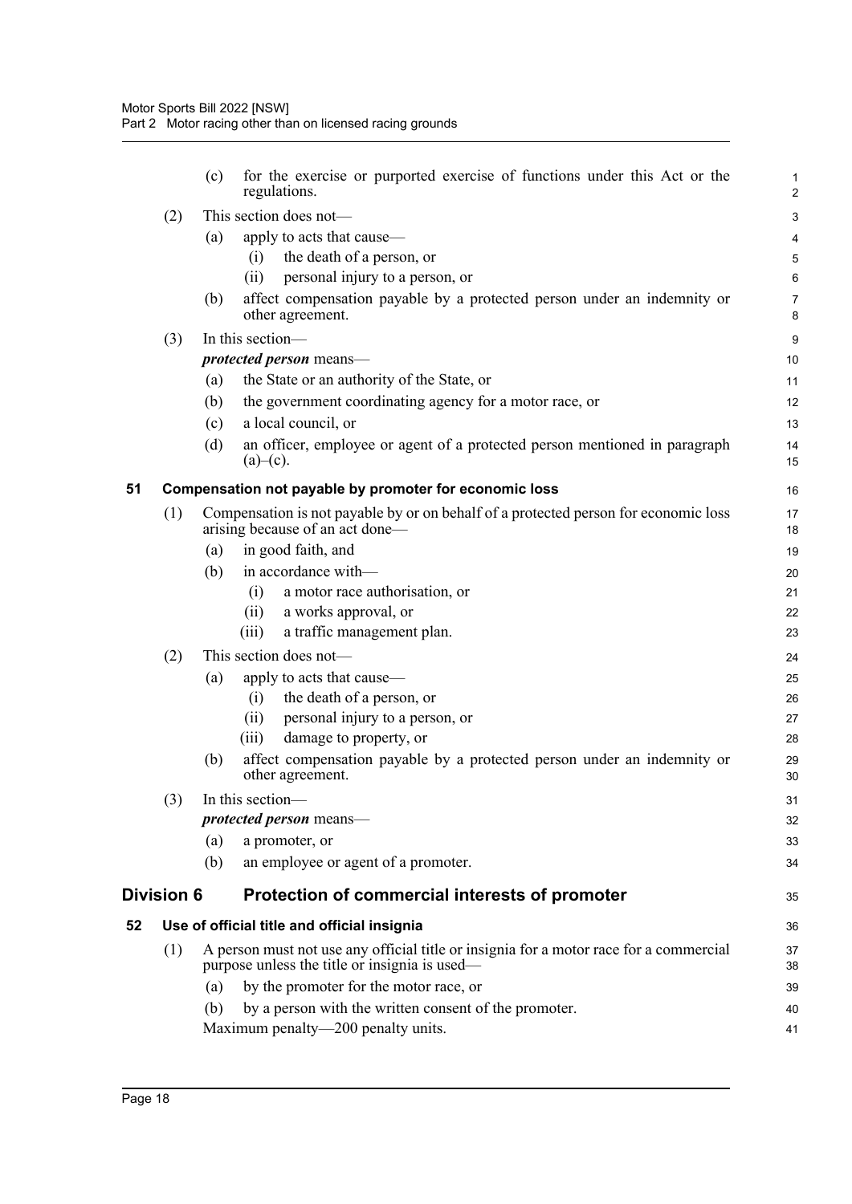(c) for the exercise or purported exercise of functions under this Act or the regulations.

(2) This section does not—

(a) apply to acts that cause—

(i) the death of a person, or

(ii) personal injury to a person, or

(b) affect compensation payable by a protected person under an indemnity or other agreement.

(3) In this section—

***protected person*** means—

(a) the State or an authority of the State, or

(b) the government coordinating agency for a motor race, or

(c) a local council, or

(d) an officer, employee or agent of a protected person mentioned in paragraph (a)–(c).

### 51 Compensation not payable by promoter for economic loss

(1) Compensation is not payable by or on behalf of a protected person for economic loss arising because of an act done—

(a) in good faith, and

(b) in accordance with—

(i) a motor race authorisation, or

(ii) a works approval, or

(iii) a traffic management plan.

(2) This section does not—

(a) apply to acts that cause—

(i) the death of a person, or

(ii) personal injury to a person, or

(iii) damage to property, or

(b) affect compensation payable by a protected person under an indemnity or other agreement.

(3) In this section—

***protected person*** means—

(a) a promoter, or

(b) an employee or agent of a promoter.

## Division 6 Protection of commercial interests of promoter

### 52 Use of official title and official insignia

(1) A person must not use any official title or insignia for a motor race for a commercial purpose unless the title or insignia is used—

(a) by the promoter for the motor race, or

(b) by a person with the written consent of the promoter.

Maximum penalty—200 penalty units.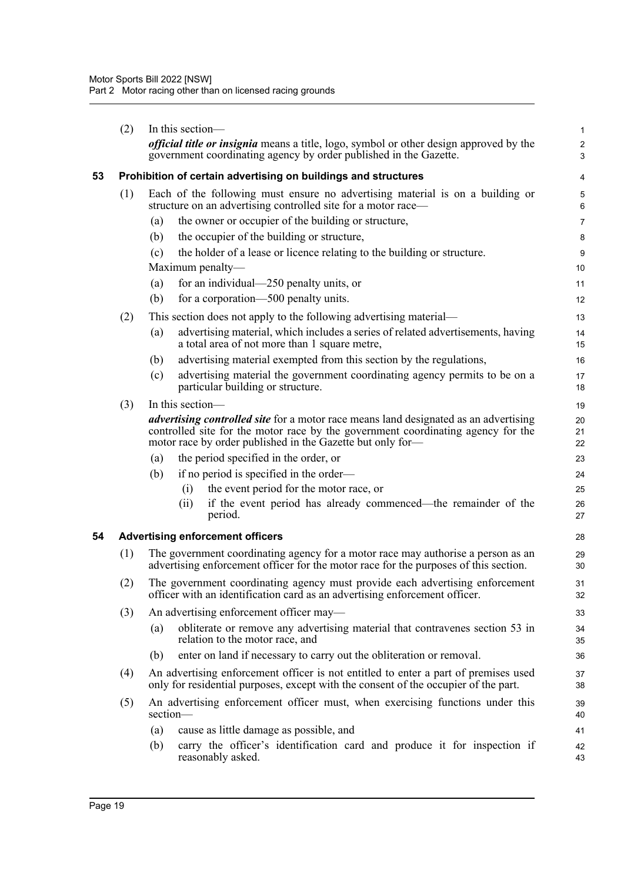(2) In this section—

***official title or insignia*** means a title, logo, symbol or other design approved by the government coordinating agency by order published in the Gazette.

## 53 Prohibition of certain advertising on buildings and structures

(1) Each of the following must ensure no advertising material is on a building or structure on an advertising controlled site for a motor race—

- (a) the owner or occupier of the building or structure,
- (b) the occupier of the building or structure,
- (c) the holder of a lease or licence relating to the building or structure.

Maximum penalty—

- (a) for an individual—250 penalty units, or
- (b) for a corporation—500 penalty units.

(2) This section does not apply to the following advertising material—

- (a) advertising material, which includes a series of related advertisements, having a total area of not more than 1 square metre,
- (b) advertising material exempted from this section by the regulations,
- (c) advertising material the government coordinating agency permits to be on a particular building or structure.

(3) In this section—

***advertising controlled site*** for a motor race means land designated as an advertising controlled site for the motor race by the government coordinating agency for the motor race by order published in the Gazette but only for—

- (a) the period specified in the order, or
- (b) if no period is specified in the order—
  - (i) the event period for the motor race, or
  - (ii) if the event period has already commenced—the remainder of the period.

## 54 Advertising enforcement officers

(1) The government coordinating agency for a motor race may authorise a person as an advertising enforcement officer for the motor race for the purposes of this section.

(2) The government coordinating agency must provide each advertising enforcement officer with an identification card as an advertising enforcement officer.

(3) An advertising enforcement officer may—

- (a) obliterate or remove any advertising material that contravenes section 53 in relation to the motor race, and
- (b) enter on land if necessary to carry out the obliteration or removal.

(4) An advertising enforcement officer is not entitled to enter a part of premises used only for residential purposes, except with the consent of the occupier of the part.

(5) An advertising enforcement officer must, when exercising functions under this section—

- (a) cause as little damage as possible, and
- (b) carry the officer's identification card and produce it for inspection if reasonably asked.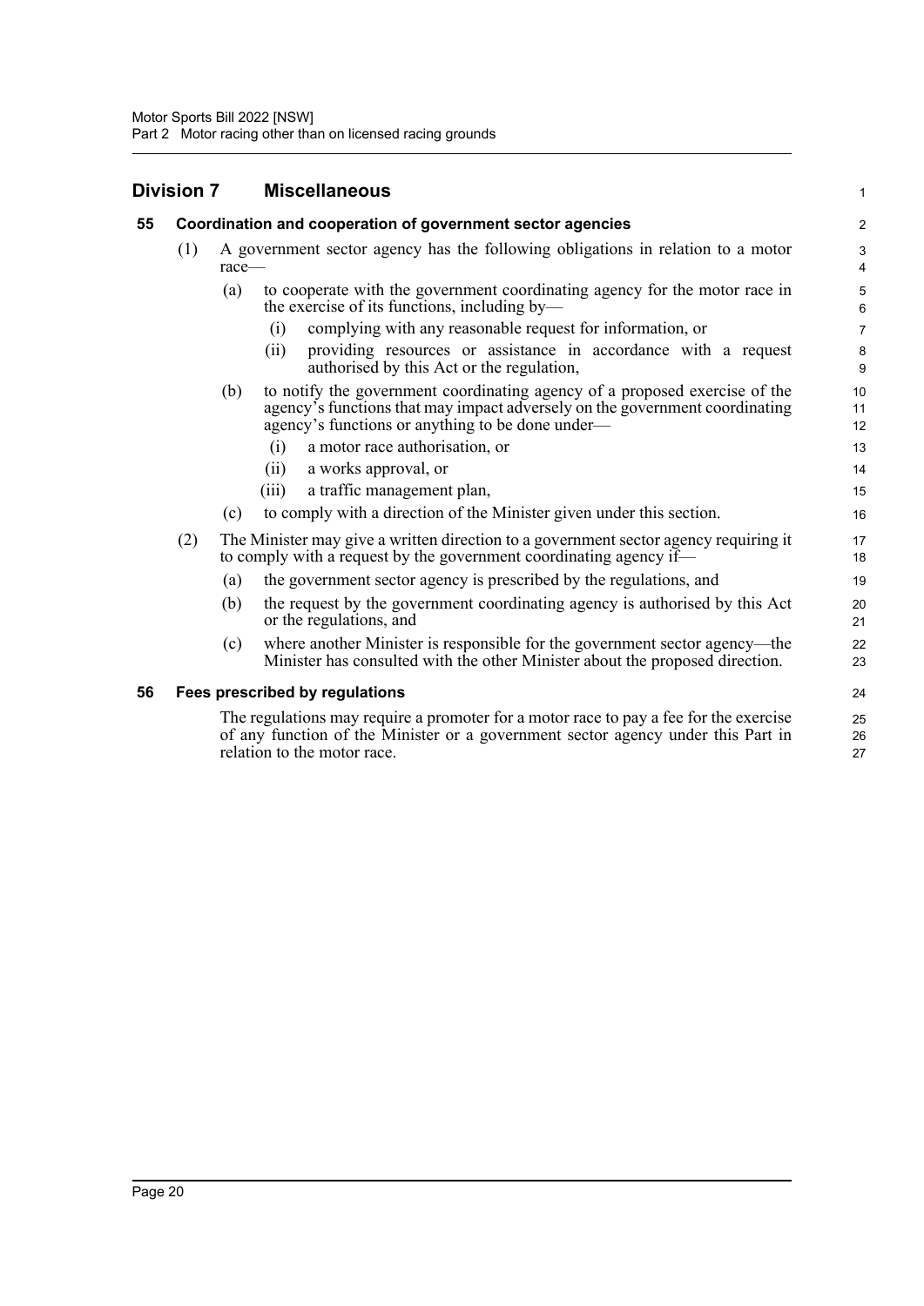## Division 7 Miscellaneous

### 55 Coordination and cooperation of government sector agencies

(1) A government sector agency has the following obligations in relation to a motor race—

(a) to cooperate with the government coordinating agency for the motor race in the exercise of its functions, including by—

(i) complying with any reasonable request for information, or

(ii) providing resources or assistance in accordance with a request authorised by this Act or the regulation,

(b) to notify the government coordinating agency of a proposed exercise of the agency's functions that may impact adversely on the government coordinating agency's functions or anything to be done under—

(i) a motor race authorisation, or

(ii) a works approval, or

(iii) a traffic management plan,

(c) to comply with a direction of the Minister given under this section.

(2) The Minister may give a written direction to a government sector agency requiring it to comply with a request by the government coordinating agency if—

(a) the government sector agency is prescribed by the regulations, and

(b) the request by the government coordinating agency is authorised by this Act or the regulations, and

(c) where another Minister is responsible for the government sector agency—the Minister has consulted with the other Minister about the proposed direction.

### 56 Fees prescribed by regulations

The regulations may require a promoter for a motor race to pay a fee for the exercise of any function of the Minister or a government sector agency under this Part in relation to the motor race.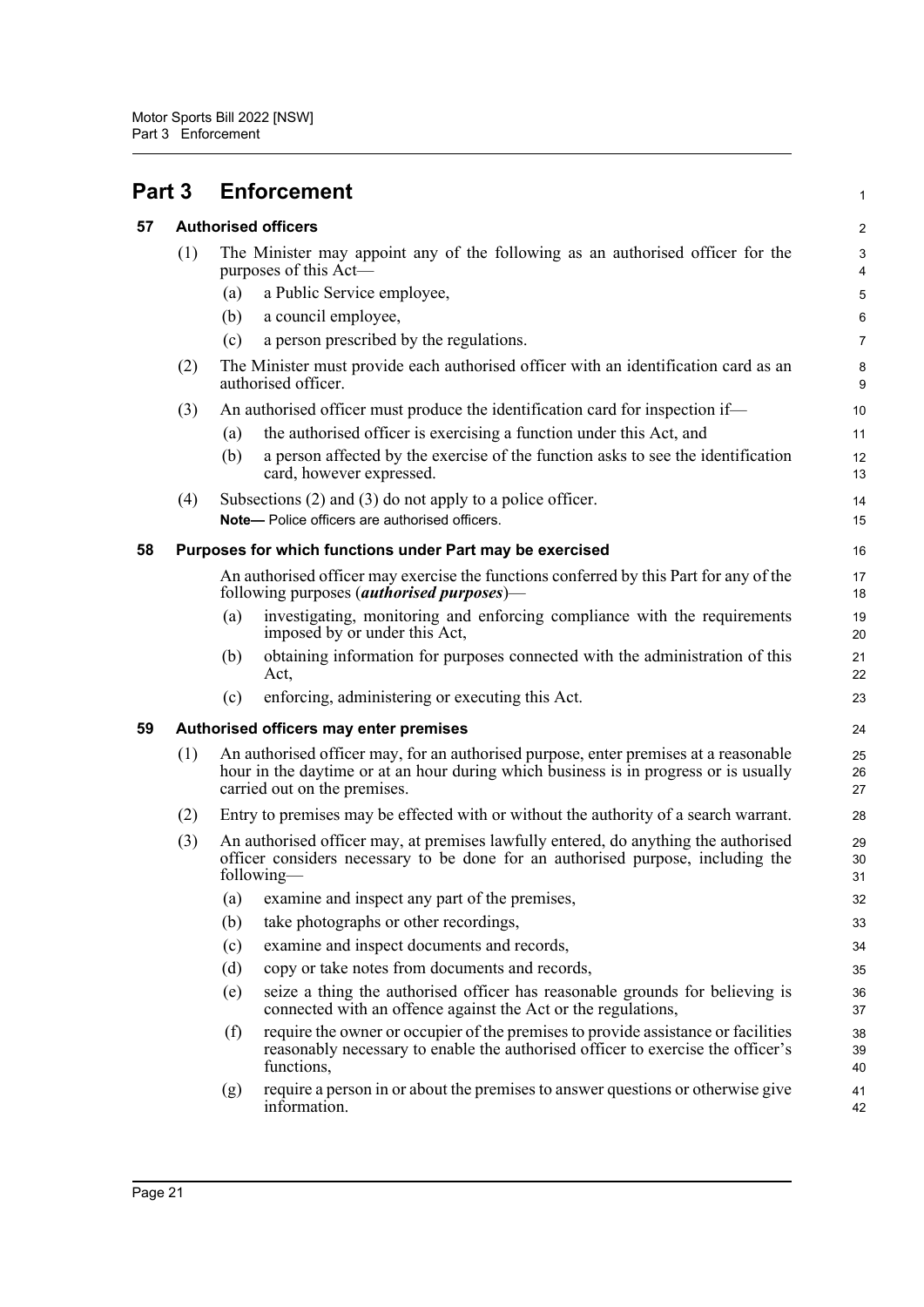# Part 3 Enforcement

## 57 Authorised officers

(1) The Minister may appoint any of the following as an authorised officer for the purposes of this Act—

(a) a Public Service employee,

(b) a council employee,

(c) a person prescribed by the regulations.

(2) The Minister must provide each authorised officer with an identification card as an authorised officer.

(3) An authorised officer must produce the identification card for inspection if—

(a) the authorised officer is exercising a function under this Act, and

(b) a person affected by the exercise of the function asks to see the identification card, however expressed.

(4) Subsections (2) and (3) do not apply to a police officer.

**Note—** Police officers are authorised officers.

## 58 Purposes for which functions under Part may be exercised

An authorised officer may exercise the functions conferred by this Part for any of the following purposes (***authorised purposes***)—

(a) investigating, monitoring and enforcing compliance with the requirements imposed by or under this Act,

(b) obtaining information for purposes connected with the administration of this Act,

(c) enforcing, administering or executing this Act.

## 59 Authorised officers may enter premises

(1) An authorised officer may, for an authorised purpose, enter premises at a reasonable hour in the daytime or at an hour during which business is in progress or is usually carried out on the premises.

(2) Entry to premises may be effected with or without the authority of a search warrant.

(3) An authorised officer may, at premises lawfully entered, do anything the authorised officer considers necessary to be done for an authorised purpose, including the following—

(a) examine and inspect any part of the premises,

(b) take photographs or other recordings,

(c) examine and inspect documents and records,

(d) copy or take notes from documents and records,

(e) seize a thing the authorised officer has reasonable grounds for believing is connected with an offence against the Act or the regulations,

(f) require the owner or occupier of the premises to provide assistance or facilities reasonably necessary to enable the authorised officer to exercise the officer's functions,

(g) require a person in or about the premises to answer questions or otherwise give information.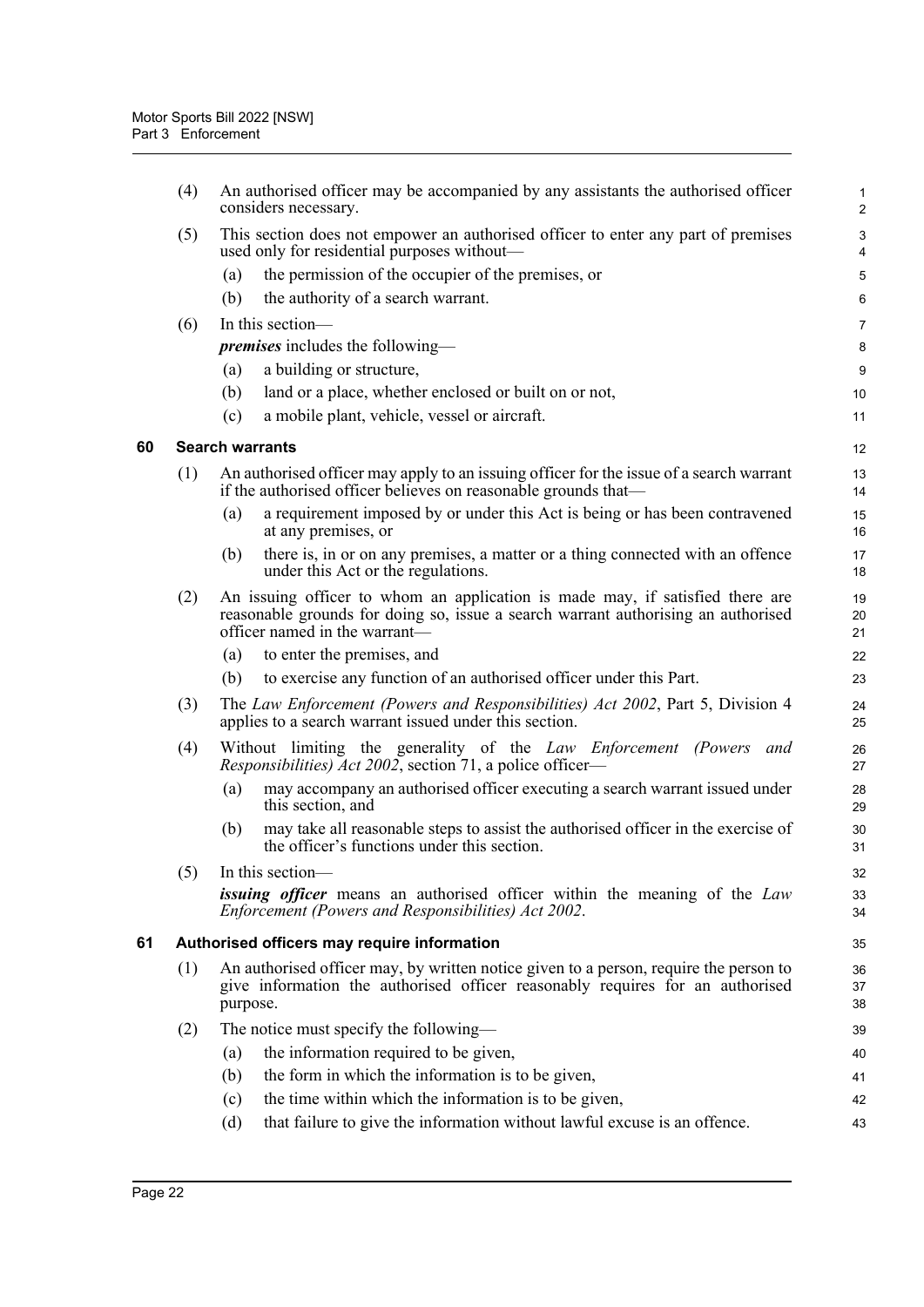(4) An authorised officer may be accompanied by any assistants the authorised officer considers necessary.

(5) This section does not empower an authorised officer to enter any part of premises used only for residential purposes without—

(a) the permission of the occupier of the premises, or

(b) the authority of a search warrant.

(6) In this section—

***premises*** includes the following—

(a) a building or structure,

(b) land or a place, whether enclosed or built on or not,

(c) a mobile plant, vehicle, vessel or aircraft.

## 60 Search warrants

(1) An authorised officer may apply to an issuing officer for the issue of a search warrant if the authorised officer believes on reasonable grounds that—

(a) a requirement imposed by or under this Act is being or has been contravened at any premises, or

(b) there is, in or on any premises, a matter or a thing connected with an offence under this Act or the regulations.

(2) An issuing officer to whom an application is made may, if satisfied there are reasonable grounds for doing so, issue a search warrant authorising an authorised officer named in the warrant—

(a) to enter the premises, and

(b) to exercise any function of an authorised officer under this Part.

(3) The *Law Enforcement (Powers and Responsibilities) Act 2002*, Part 5, Division 4 applies to a search warrant issued under this section.

(4) Without limiting the generality of the *Law Enforcement (Powers and Responsibilities) Act 2002*, section 71, a police officer—

(a) may accompany an authorised officer executing a search warrant issued under this section, and

(b) may take all reasonable steps to assist the authorised officer in the exercise of the officer's functions under this section.

(5) In this section—

***issuing officer*** means an authorised officer within the meaning of the *Law Enforcement (Powers and Responsibilities) Act 2002*.

## 61 Authorised officers may require information

(1) An authorised officer may, by written notice given to a person, require the person to give information the authorised officer reasonably requires for an authorised purpose.

(2) The notice must specify the following—

(a) the information required to be given,

(b) the form in which the information is to be given,

(c) the time within which the information is to be given,

(d) that failure to give the information without lawful excuse is an offence.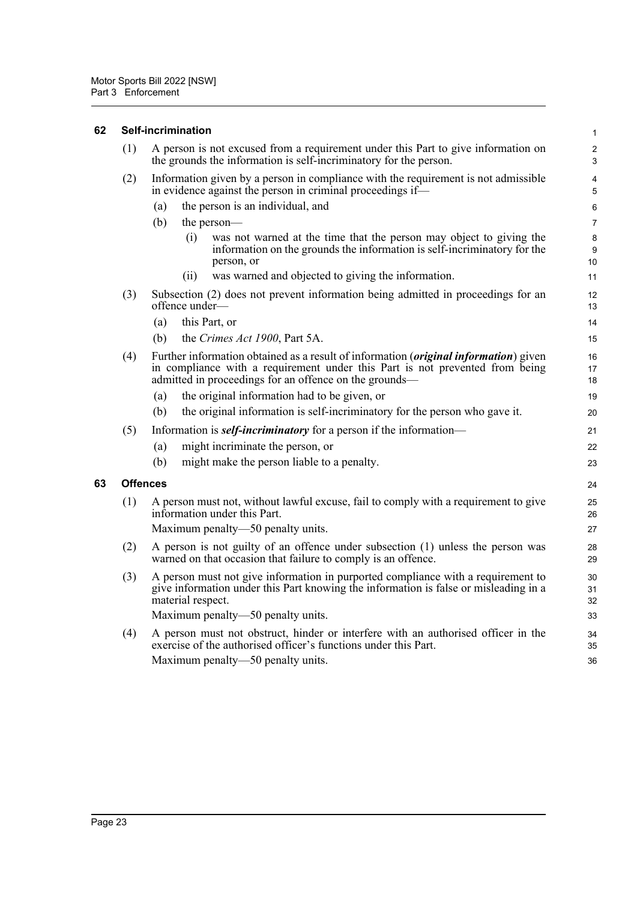## 62 Self-incrimination

(1) A person is not excused from a requirement under this Part to give information on the grounds the information is self-incriminatory for the person.

(2) Information given by a person in compliance with the requirement is not admissible in evidence against the person in criminal proceedings if—

(a) the person is an individual, and

(b) the person—

(i) was not warned at the time that the person may object to giving the information on the grounds the information is self-incriminatory for the person, or

(ii) was warned and objected to giving the information.

(3) Subsection (2) does not prevent information being admitted in proceedings for an offence under—

(a) this Part, or

(b) the *Crimes Act 1900*, Part 5A.

(4) Further information obtained as a result of information (***original information***) given in compliance with a requirement under this Part is not prevented from being admitted in proceedings for an offence on the grounds—

(a) the original information had to be given, or

(b) the original information is self-incriminatory for the person who gave it.

(5) Information is ***self-incriminatory*** for a person if the information—

(a) might incriminate the person, or

(b) might make the person liable to a penalty.

## 63 Offences

(1) A person must not, without lawful excuse, fail to comply with a requirement to give information under this Part.

Maximum penalty—50 penalty units.

(2) A person is not guilty of an offence under subsection (1) unless the person was warned on that occasion that failure to comply is an offence.

(3) A person must not give information in purported compliance with a requirement to give information under this Part knowing the information is false or misleading in a material respect.

Maximum penalty—50 penalty units.

(4) A person must not obstruct, hinder or interfere with an authorised officer in the exercise of the authorised officer's functions under this Part.

Maximum penalty—50 penalty units.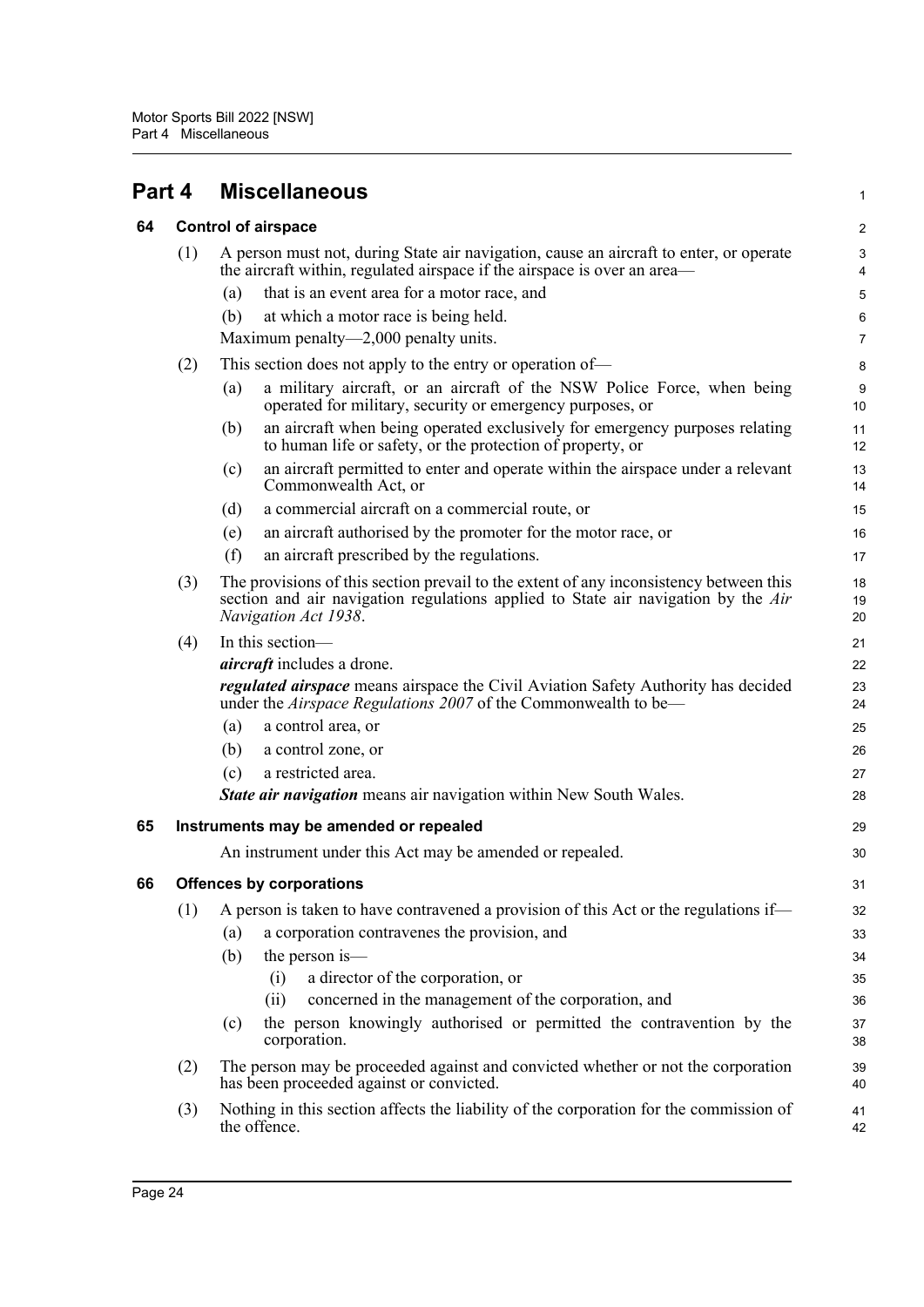# Part 4 Miscellaneous

## 64 Control of airspace

(1) A person must not, during State air navigation, cause an aircraft to enter, or operate the aircraft within, regulated airspace if the airspace is over an area—

- (a) that is an event area for a motor race, and
- (b) at which a motor race is being held.

Maximum penalty—2,000 penalty units.

(2) This section does not apply to the entry or operation of—

- (a) a military aircraft, or an aircraft of the NSW Police Force, when being operated for military, security or emergency purposes, or
- (b) an aircraft when being operated exclusively for emergency purposes relating to human life or safety, or the protection of property, or
- (c) an aircraft permitted to enter and operate within the airspace under a relevant Commonwealth Act, or
- (d) a commercial aircraft on a commercial route, or
- (e) an aircraft authorised by the promoter for the motor race, or
- (f) an aircraft prescribed by the regulations.

(3) The provisions of this section prevail to the extent of any inconsistency between this section and air navigation regulations applied to State air navigation by the *Air Navigation Act 1938*.

(4) In this section—

***aircraft*** includes a drone.

***regulated airspace*** means airspace the Civil Aviation Safety Authority has decided under the *Airspace Regulations 2007* of the Commonwealth to be—

- (a) a control area, or
- (b) a control zone, or
- (c) a restricted area.

***State air navigation*** means air navigation within New South Wales.

## 65 Instruments may be amended or repealed

An instrument under this Act may be amended or repealed.

## 66 Offences by corporations

(1) A person is taken to have contravened a provision of this Act or the regulations if—

- (a) a corporation contravenes the provision, and
- (b) the person is—
  - (i) a director of the corporation, or
  - (ii) concerned in the management of the corporation, and
- (c) the person knowingly authorised or permitted the contravention by the corporation.

(2) The person may be proceeded against and convicted whether or not the corporation has been proceeded against or convicted.

(3) Nothing in this section affects the liability of the corporation for the commission of the offence.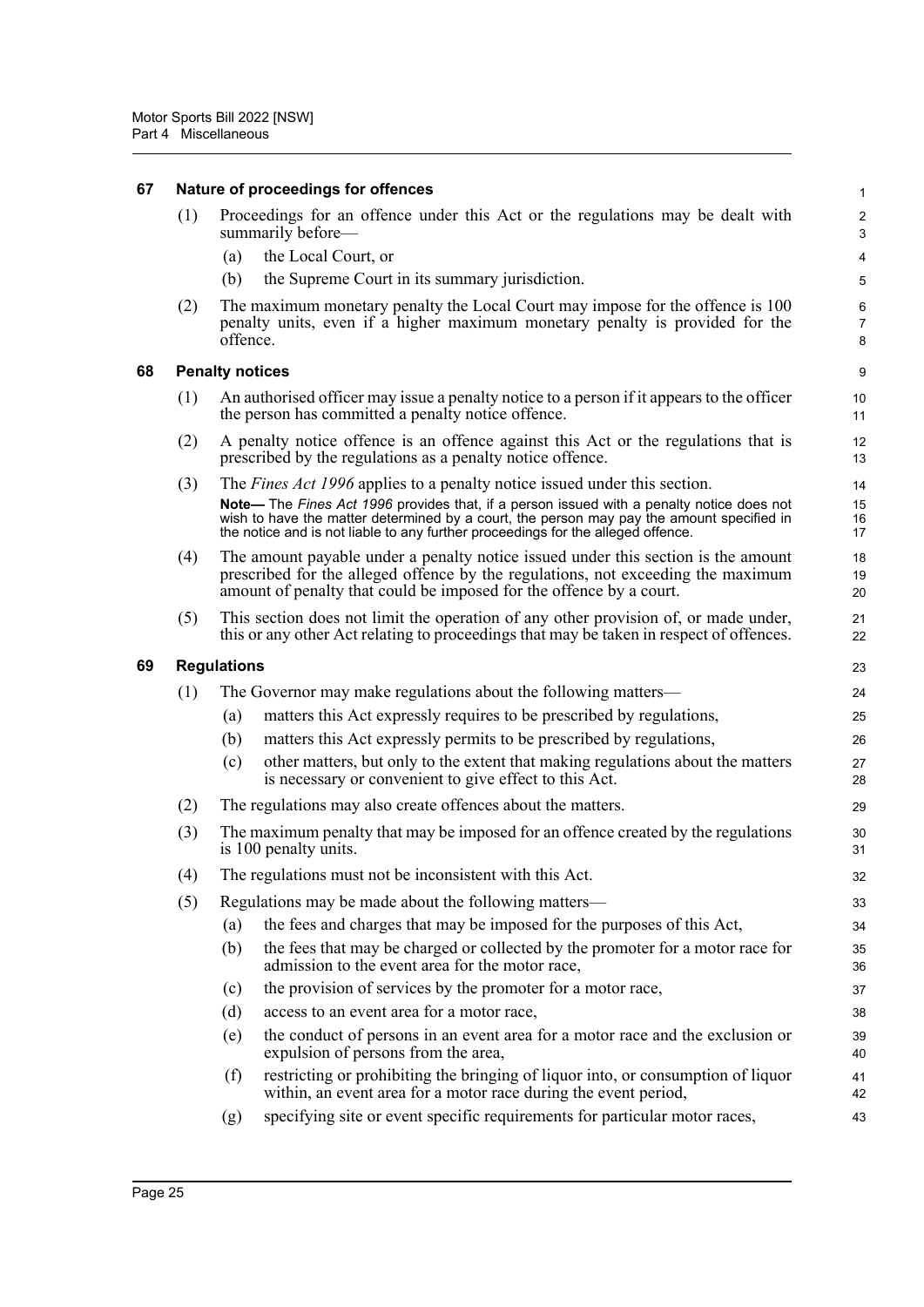## 67 Nature of proceedings for offences

(1) Proceedings for an offence under this Act or the regulations may be dealt with summarily before—

(a) the Local Court, or

(b) the Supreme Court in its summary jurisdiction.

(2) The maximum monetary penalty the Local Court may impose for the offence is 100 penalty units, even if a higher maximum monetary penalty is provided for the offence.

## 68 Penalty notices

(1) An authorised officer may issue a penalty notice to a person if it appears to the officer the person has committed a penalty notice offence.

(2) A penalty notice offence is an offence against this Act or the regulations that is prescribed by the regulations as a penalty notice offence.

(3) The *Fines Act 1996* applies to a penalty notice issued under this section.

**Note—** The *Fines Act 1996* provides that, if a person issued with a penalty notice does not wish to have the matter determined by a court, the person may pay the amount specified in the notice and is not liable to any further proceedings for the alleged offence.

(4) The amount payable under a penalty notice issued under this section is the amount prescribed for the alleged offence by the regulations, not exceeding the maximum amount of penalty that could be imposed for the offence by a court.

(5) This section does not limit the operation of any other provision of, or made under, this or any other Act relating to proceedings that may be taken in respect of offences.

## 69 Regulations

(1) The Governor may make regulations about the following matters—

(a) matters this Act expressly requires to be prescribed by regulations,

(b) matters this Act expressly permits to be prescribed by regulations,

(c) other matters, but only to the extent that making regulations about the matters is necessary or convenient to give effect to this Act.

(2) The regulations may also create offences about the matters.

(3) The maximum penalty that may be imposed for an offence created by the regulations is 100 penalty units.

(4) The regulations must not be inconsistent with this Act.

(5) Regulations may be made about the following matters—

(a) the fees and charges that may be imposed for the purposes of this Act,

(b) the fees that may be charged or collected by the promoter for a motor race for admission to the event area for the motor race,

(c) the provision of services by the promoter for a motor race,

(d) access to an event area for a motor race,

(e) the conduct of persons in an event area for a motor race and the exclusion or expulsion of persons from the area,

(f) restricting or prohibiting the bringing of liquor into, or consumption of liquor within, an event area for a motor race during the event period,

(g) specifying site or event specific requirements for particular motor races,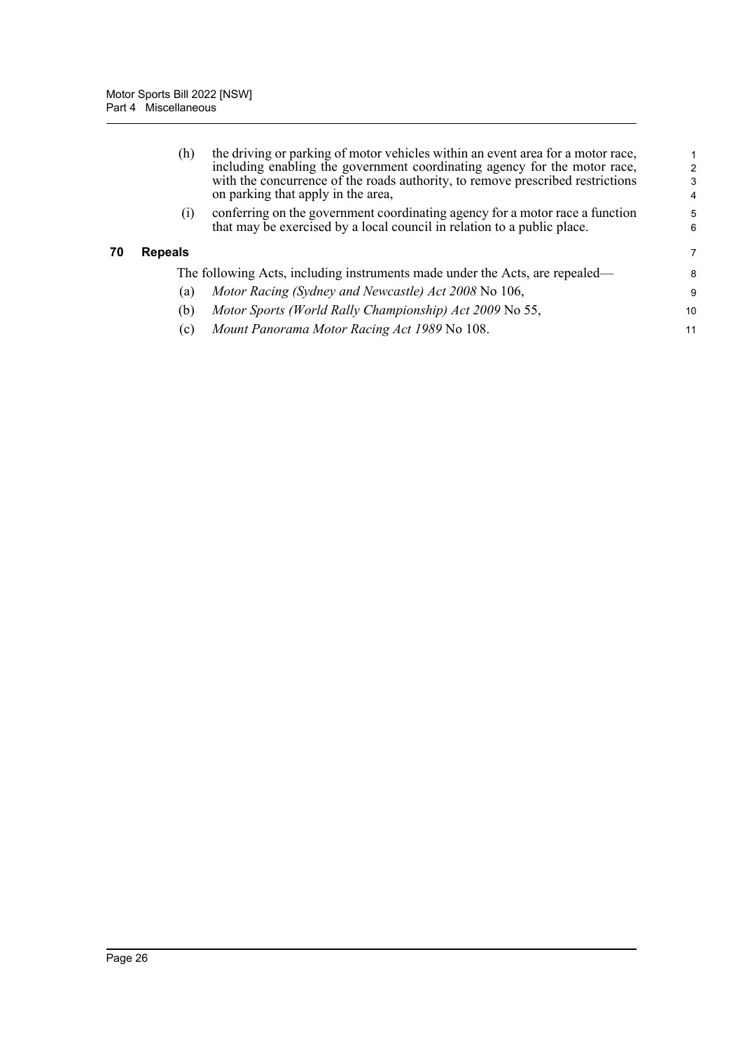(h) the driving or parking of motor vehicles within an event area for a motor race, including enabling the government coordinating agency for the motor race, with the concurrence of the roads authority, to remove prescribed restrictions on parking that apply in the area,

(i) conferring on the government coordinating agency for a motor race a function that may be exercised by a local council in relation to a public place.

### 70 Repeals

The following Acts, including instruments made under the Acts, are repealed—

(a) *Motor Racing (Sydney and Newcastle) Act 2008* No 106,

(b) *Motor Sports (World Rally Championship) Act 2009* No 55,

(c) *Mount Panorama Motor Racing Act 1989* No 108.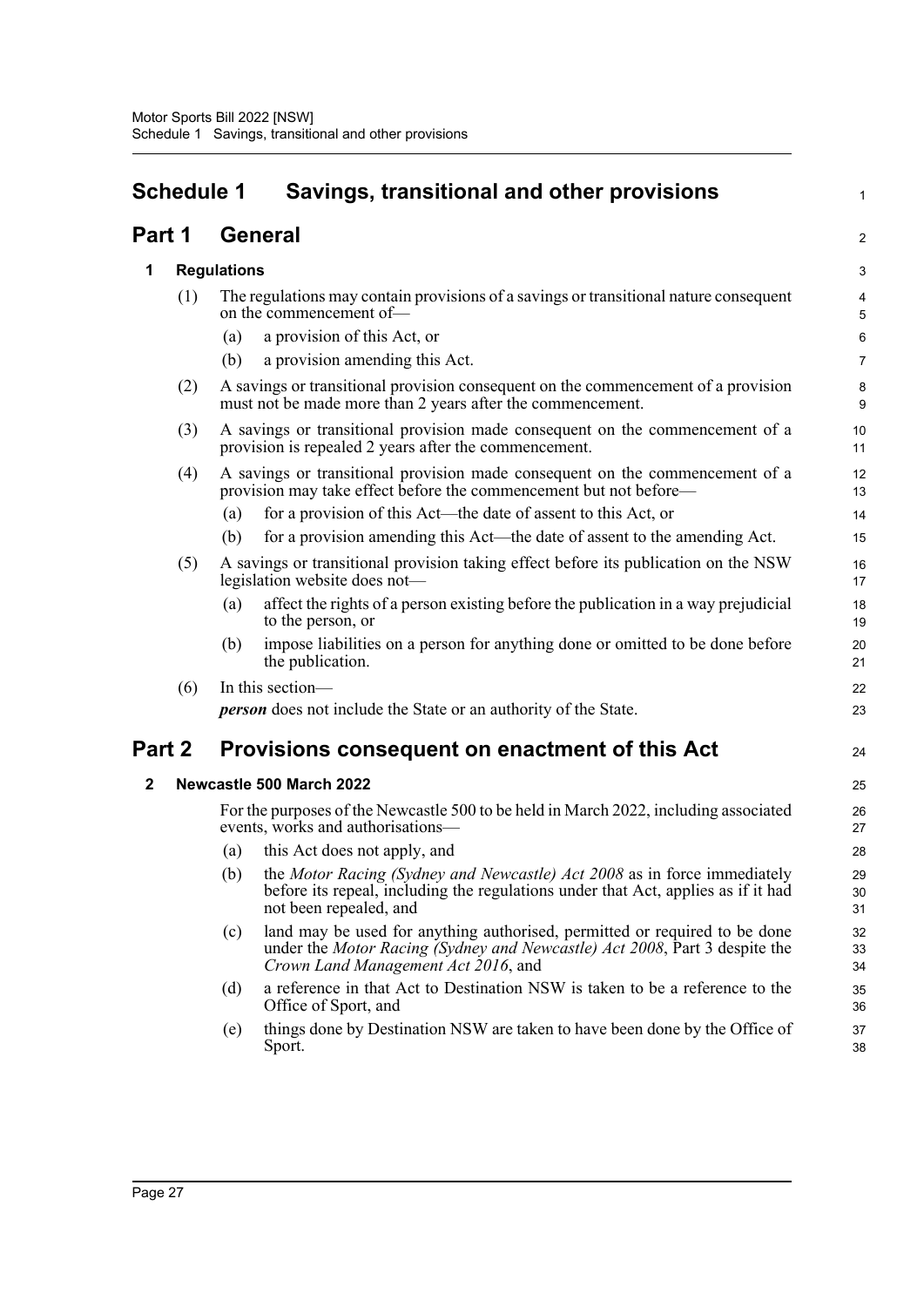# Schedule 1 Savings, transitional and other provisions

## Part 1 General

### 1 Regulations

(1) The regulations may contain provisions of a savings or transitional nature consequent on the commencement of—

(a) a provision of this Act, or

(b) a provision amending this Act.

(2) A savings or transitional provision consequent on the commencement of a provision must not be made more than 2 years after the commencement.

(3) A savings or transitional provision made consequent on the commencement of a provision is repealed 2 years after the commencement.

(4) A savings or transitional provision made consequent on the commencement of a provision may take effect before the commencement but not before—

(a) for a provision of this Act—the date of assent to this Act, or

(b) for a provision amending this Act—the date of assent to the amending Act.

(5) A savings or transitional provision taking effect before its publication on the NSW legislation website does not—

(a) affect the rights of a person existing before the publication in a way prejudicial to the person, or

(b) impose liabilities on a person for anything done or omitted to be done before the publication.

(6) In this section—

***person*** does not include the State or an authority of the State.

## Part 2 Provisions consequent on enactment of this Act

### 2 Newcastle 500 March 2022

For the purposes of the Newcastle 500 to be held in March 2022, including associated events, works and authorisations—

(a) this Act does not apply, and

(b) the *Motor Racing (Sydney and Newcastle) Act 2008* as in force immediately before its repeal, including the regulations under that Act, applies as if it had not been repealed, and

(c) land may be used for anything authorised, permitted or required to be done under the *Motor Racing (Sydney and Newcastle) Act 2008*, Part 3 despite the *Crown Land Management Act 2016*, and

(d) a reference in that Act to Destination NSW is taken to be a reference to the Office of Sport, and

(e) things done by Destination NSW are taken to have been done by the Office of Sport.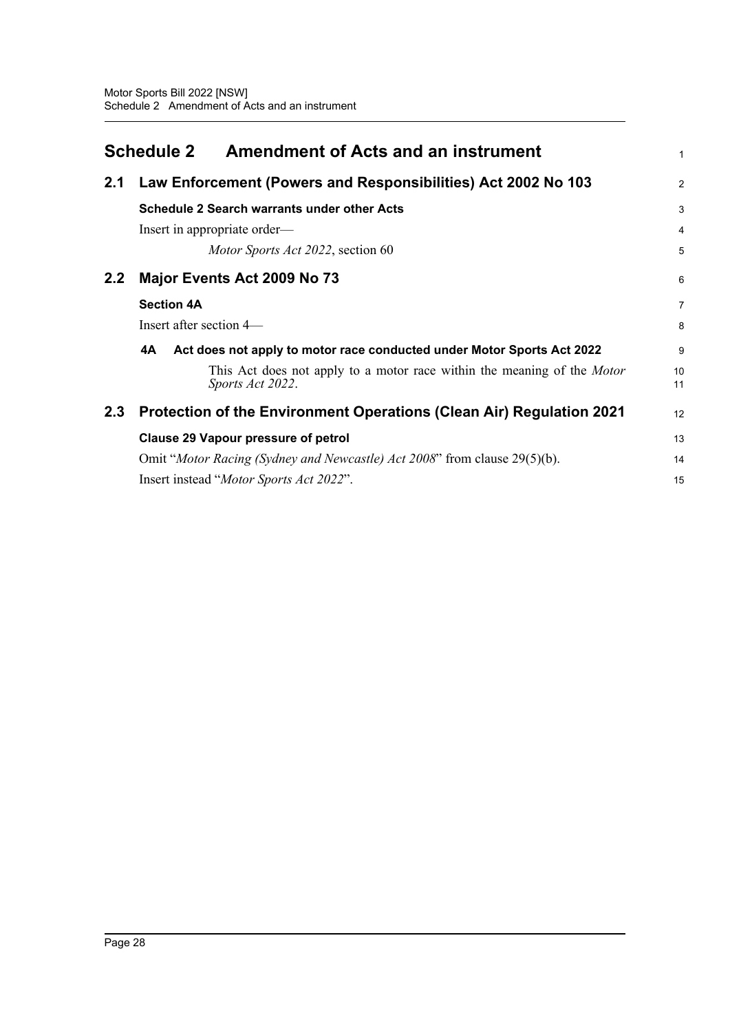# Schedule 2 Amendment of Acts and an instrument

## 2.1 Law Enforcement (Powers and Responsibilities) Act 2002 No 103

**Schedule 2 Search warrants under other Acts**

Insert in appropriate order—

*Motor Sports Act 2022*, section 60

## 2.2 Major Events Act 2009 No 73

**Section 4A**

Insert after section 4—

**4A Act does not apply to motor race conducted under Motor Sports Act 2022**

This Act does not apply to a motor race within the meaning of the *Motor Sports Act 2022*.

## 2.3 Protection of the Environment Operations (Clean Air) Regulation 2021

**Clause 29 Vapour pressure of petrol**

Omit "*Motor Racing (Sydney and Newcastle) Act 2008*" from clause 29(5)(b).

Insert instead "*Motor Sports Act 2022*".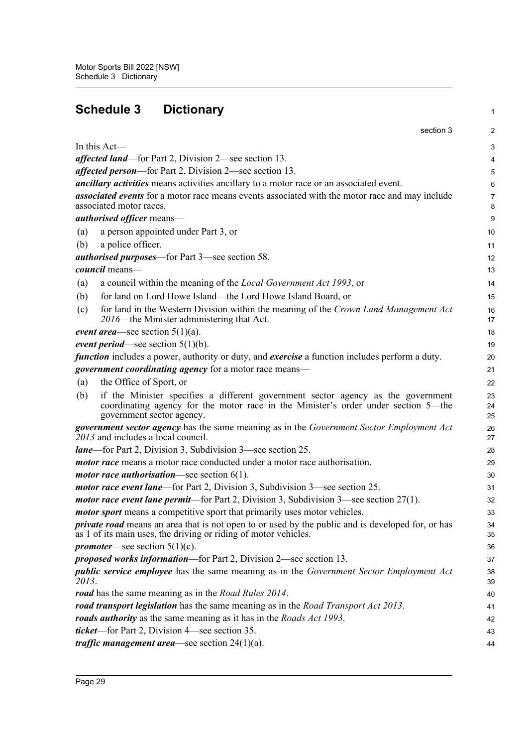# Schedule 3 Dictionary

section 3

In this Act—

***affected land***—for Part 2, Division 2—see section 13.

***affected person***—for Part 2, Division 2—see section 13.

***ancillary activities*** means activities ancillary to a motor race or an associated event.

***associated events*** for a motor race means events associated with the motor race and may include associated motor races.

***authorised officer*** means—

(a) a person appointed under Part 3, or

(b) a police officer.

***authorised purposes***—for Part 3—see section 58.

***council*** means—

(a) a council within the meaning of the *Local Government Act 1993*, or

(b) for land on Lord Howe Island—the Lord Howe Island Board, or

(c) for land in the Western Division within the meaning of the *Crown Land Management Act 2016*—the Minister administering that Act.

***event area***—see section 5(1)(a).

***event period***—see section 5(1)(b).

***function*** includes a power, authority or duty, and ***exercise*** a function includes perform a duty.

***government coordinating agency*** for a motor race means—

(a) the Office of Sport, or

(b) if the Minister specifies a different government sector agency as the government coordinating agency for the motor race in the Minister's order under section 5—the government sector agency.

***government sector agency*** has the same meaning as in the *Government Sector Employment Act 2013* and includes a local council.

***lane***—for Part 2, Division 3, Subdivision 3—see section 25.

***motor race*** means a motor race conducted under a motor race authorisation.

***motor race authorisation***—see section 6(1).

***motor race event lane***—for Part 2, Division 3, Subdivision 3—see section 25.

***motor race event lane permit***—for Part 2, Division 3, Subdivision 3—see section 27(1).

***motor sport*** means a competitive sport that primarily uses motor vehicles.

***private road*** means an area that is not open to or used by the public and is developed for, or has as 1 of its main uses, the driving or riding of motor vehicles.

***promoter***—see section 5(1)(c).

***proposed works information***—for Part 2, Division 2—see section 13.

***public service employee*** has the same meaning as in the *Government Sector Employment Act 2013*.

***road*** has the same meaning as in the *Road Rules 2014*.

***road transport legislation*** has the same meaning as in the *Road Transport Act 2013*.

***roads authority*** as the same meaning as it has in the *Roads Act 1993*.

***ticket***—for Part 2, Division 4—see section 35.

***traffic management area***—see section 24(1)(a).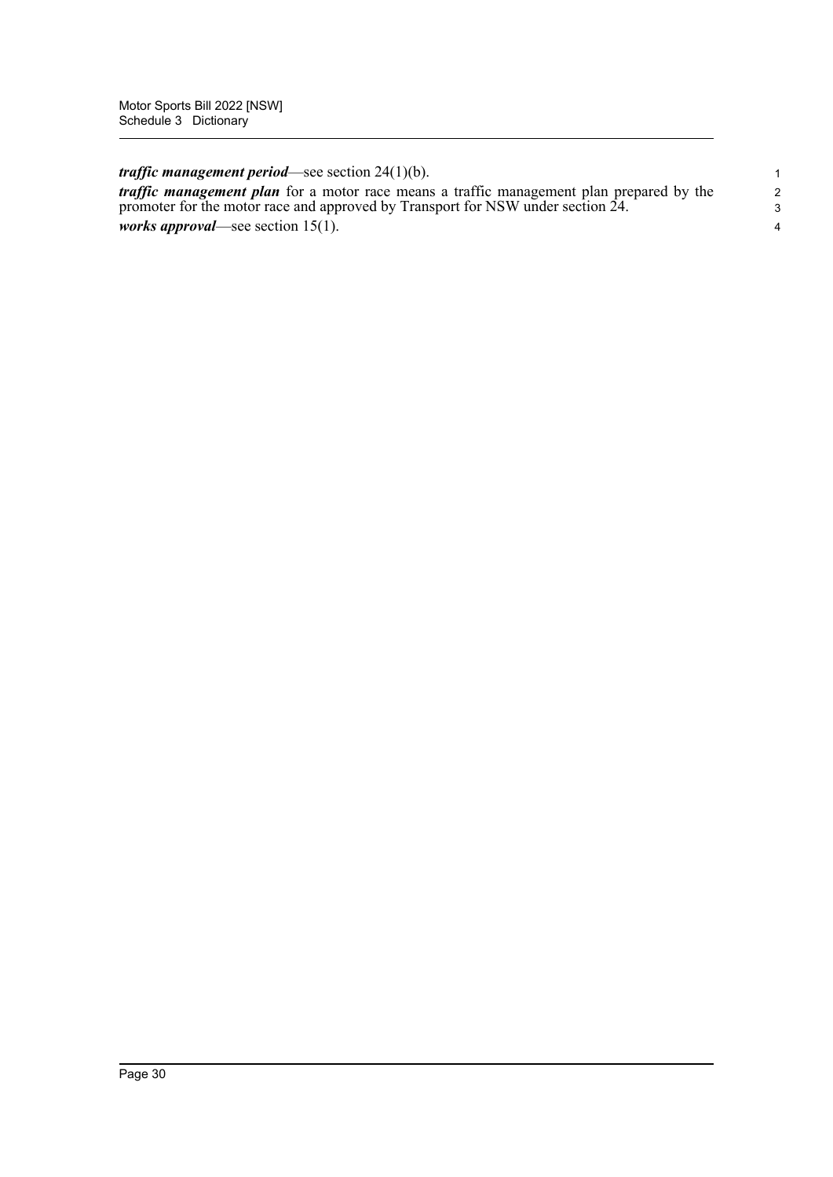***traffic management period***—see section 24(1)(b).

***traffic management plan*** for a motor race means a traffic management plan prepared by the promoter for the motor race and approved by Transport for NSW under section 24.

***works approval***—see section 15(1).